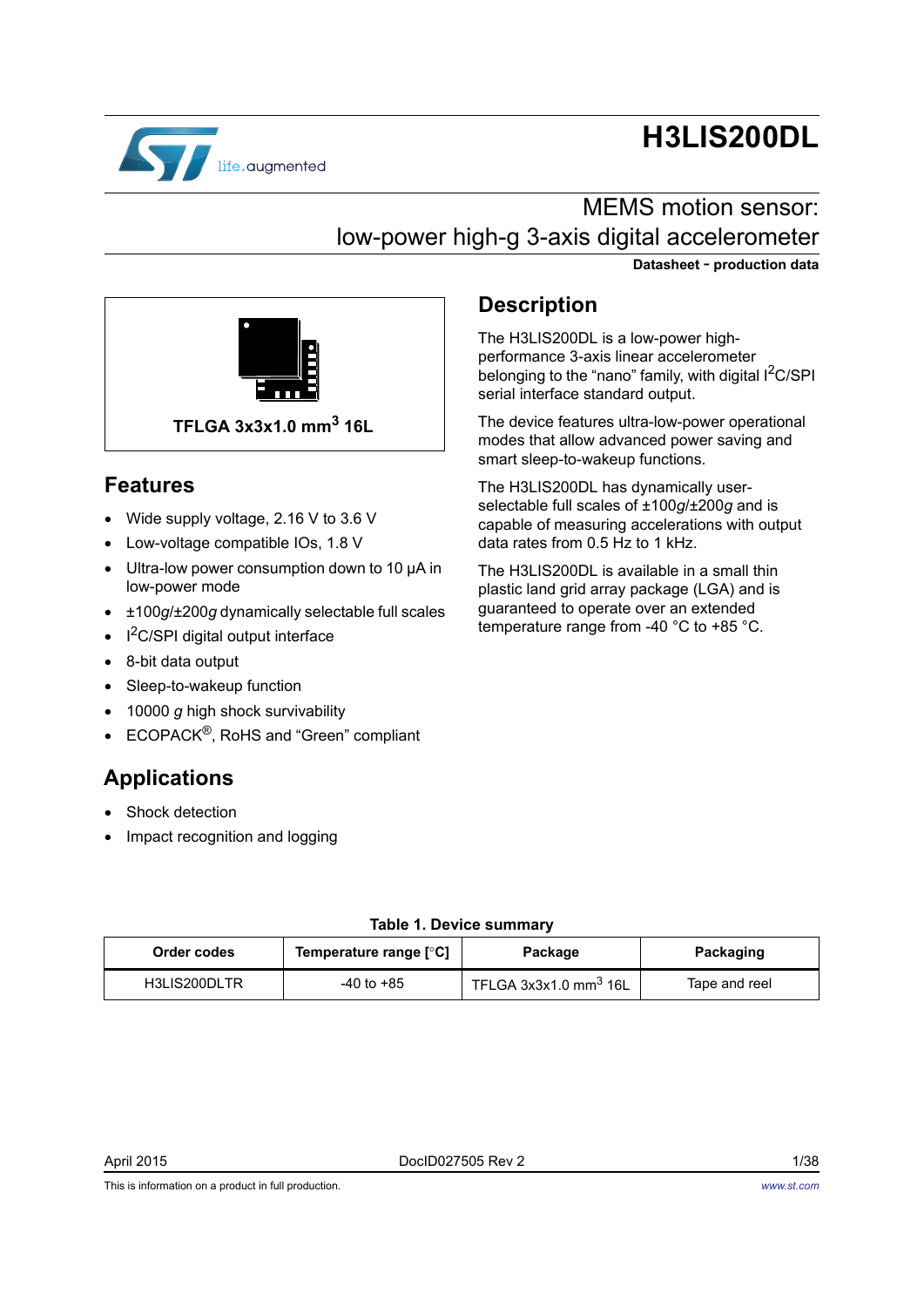# H3LIS200DL

## MEMS motion sensor: low-power high-g 3-axis digital accelerometer

**Datasheet - production data**

**TFLGA 3x3x1.0 mm$^3$ 16L**

## Features

- Wide supply voltage, 2.16 V to 3.6 V
- Low-voltage compatible IOs, 1.8 V
- Ultra-low power consumption down to 10 µA in low-power mode
- ±100*g*/±200*g* dynamically selectable full scales
- I$^2$C/SPI digital output interface
- 8-bit data output
- Sleep-to-wakeup function
- 10000 *g* high shock survivability
- ECOPACK®, RoHS and “Green” compliant

## Applications

- Shock detection
- Impact recognition and logging

## Description

The H3LIS200DL is a low-power high-performance 3-axis linear accelerometer belonging to the “nano” family, with digital I$^2$C/SPI serial interface standard output.

The device features ultra-low-power operational modes that allow advanced power saving and smart sleep-to-wakeup functions.

The H3LIS200DL has dynamically user-selectable full scales of ±100*g*/±200*g* and is capable of measuring accelerations with output data rates from 0.5 Hz to 1 kHz.

The H3LIS200DL is available in a small thin plastic land grid array package (LGA) and is guaranteed to operate over an extended temperature range from -40 °C to +85 °C.

**Table 1. Device summary**

| Order codes | Temperature range [°C] | Package | Packaging |
|---|---|---|---|
| H3LIS200DLTR | -40 to +85 | TFLGA 3x3x1.0 mm$^3$ 16L | Tape and reel |

April 2015 DocID027505 Rev 2

This is information on a product in full production.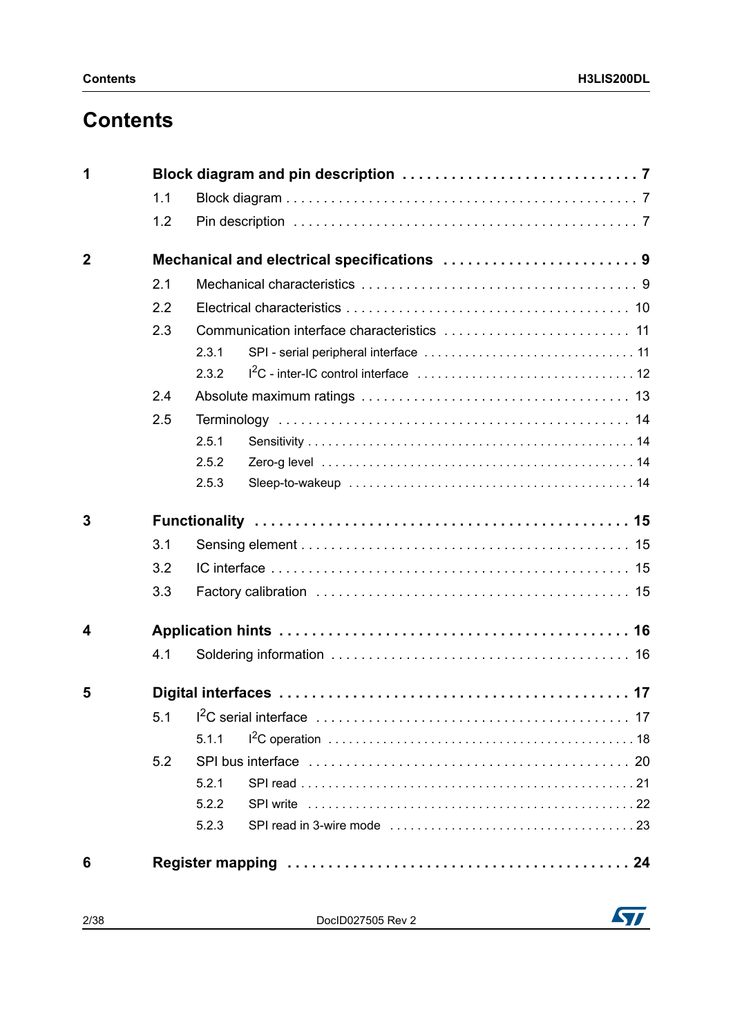# Contents

**1 Block diagram and pin description . . . . . . . . . . . . . . . . . . . . . . . . . . . . 7**

1.1 Block diagram . . . . . . . . . . . . . . . . . . . . . . . . . . . . . . . . . . . . . . . . . . . . . 7

1.2 Pin description . . . . . . . . . . . . . . . . . . . . . . . . . . . . . . . . . . . . . . . . . . . . 7

**2 Mechanical and electrical specifications . . . . . . . . . . . . . . . . . . . . . . . 9**

2.1 Mechanical characteristics . . . . . . . . . . . . . . . . . . . . . . . . . . . . . . . . . . . 9

2.2 Electrical characteristics . . . . . . . . . . . . . . . . . . . . . . . . . . . . . . . . . . . . 10

2.3 Communication interface characteristics . . . . . . . . . . . . . . . . . . . . . . . . 11

2.3.1 SPI - serial peripheral interface . . . . . . . . . . . . . . . . . . . . . . . . . . . . . . 11

2.3.2 I²C - inter-IC control interface . . . . . . . . . . . . . . . . . . . . . . . . . . . . . . 12

2.4 Absolute maximum ratings . . . . . . . . . . . . . . . . . . . . . . . . . . . . . . . . . . 13

2.5 Terminology . . . . . . . . . . . . . . . . . . . . . . . . . . . . . . . . . . . . . . . . . . . . . 14

2.5.1 Sensitivity . . . . . . . . . . . . . . . . . . . . . . . . . . . . . . . . . . . . . . . . . . . . . 14

2.5.2 Zero-g level . . . . . . . . . . . . . . . . . . . . . . . . . . . . . . . . . . . . . . . . . . . . 14

2.5.3 Sleep-to-wakeup . . . . . . . . . . . . . . . . . . . . . . . . . . . . . . . . . . . . . . . . 14

**3 Functionality . . . . . . . . . . . . . . . . . . . . . . . . . . . . . . . . . . . . . . . . . . . . 15**

3.1 Sensing element . . . . . . . . . . . . . . . . . . . . . . . . . . . . . . . . . . . . . . . . . . 15

3.2 IC interface . . . . . . . . . . . . . . . . . . . . . . . . . . . . . . . . . . . . . . . . . . . . . . 15

3.3 Factory calibration . . . . . . . . . . . . . . . . . . . . . . . . . . . . . . . . . . . . . . . . . 15

**4 Application hints . . . . . . . . . . . . . . . . . . . . . . . . . . . . . . . . . . . . . . . . . 16**

4.1 Soldering information . . . . . . . . . . . . . . . . . . . . . . . . . . . . . . . . . . . . . . 16

**5 Digital interfaces . . . . . . . . . . . . . . . . . . . . . . . . . . . . . . . . . . . . . . . . . 17**

5.1 I²C serial interface . . . . . . . . . . . . . . . . . . . . . . . . . . . . . . . . . . . . . . . . 17

5.1.1 I²C operation . . . . . . . . . . . . . . . . . . . . . . . . . . . . . . . . . . . . . . . . . . . 18

5.2 SPI bus interface . . . . . . . . . . . . . . . . . . . . . . . . . . . . . . . . . . . . . . . . . . 20

5.2.1 SPI read . . . . . . . . . . . . . . . . . . . . . . . . . . . . . . . . . . . . . . . . . . . . . . . 21

5.2.2 SPI write . . . . . . . . . . . . . . . . . . . . . . . . . . . . . . . . . . . . . . . . . . . . . . 22

5.2.3 SPI read in 3-wire mode . . . . . . . . . . . . . . . . . . . . . . . . . . . . . . . . . . . 23

**6 Register mapping . . . . . . . . . . . . . . . . . . . . . . . . . . . . . . . . . . . . . . . . . 24**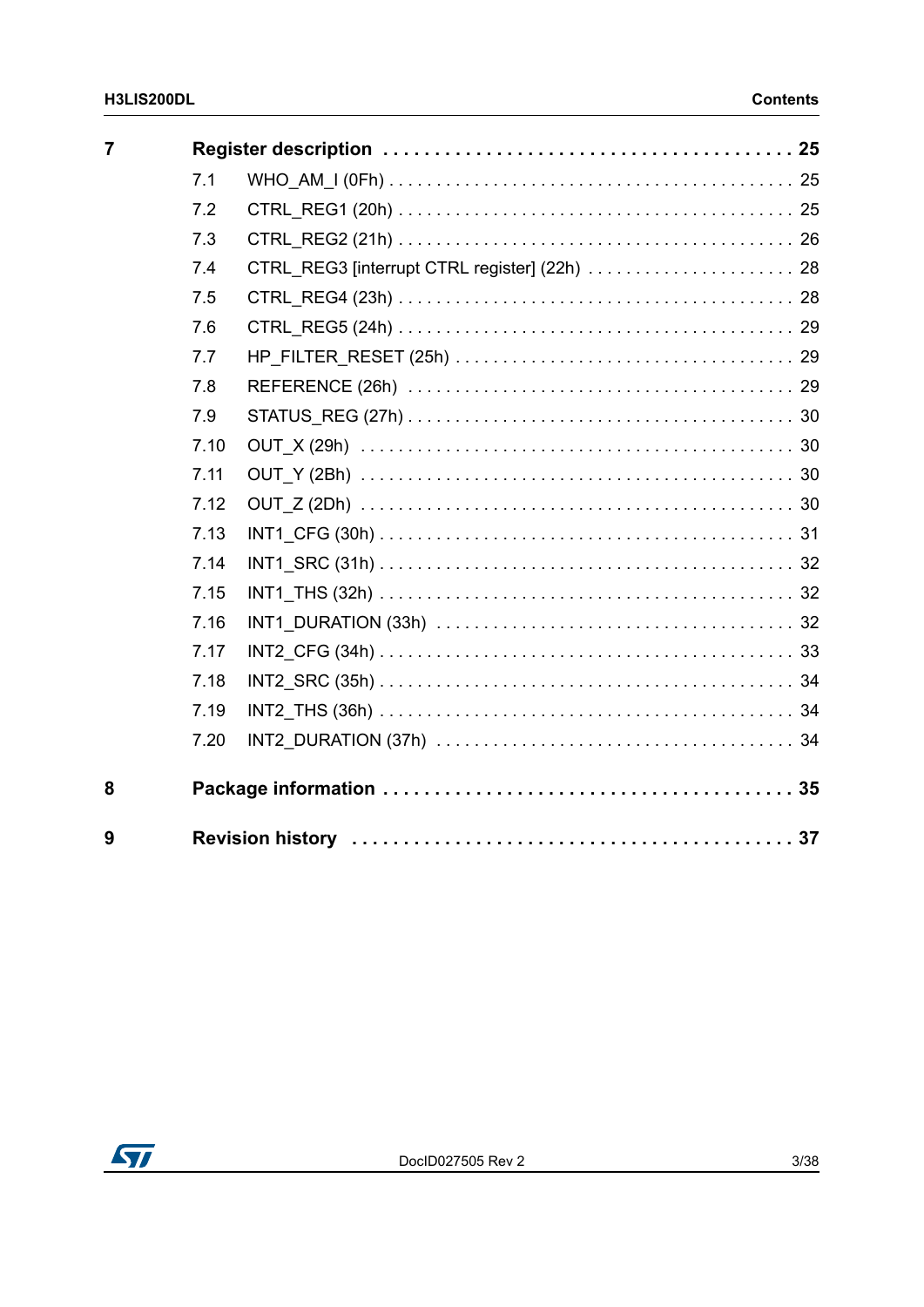**7 Register description . . . . . . . . . . . . . . . . . . . . . . . . . . . . . . . . . . . . . . . 25**

- 7.1 WHO_AM_I (0Fh) . . . . . . . . . . . . . . . . . . . . . . . . . . . . . . . . . . . . . . . . . . 25
- 7.2 CTRL_REG1 (20h) . . . . . . . . . . . . . . . . . . . . . . . . . . . . . . . . . . . . . . . . 25
- 7.3 CTRL_REG2 (21h) . . . . . . . . . . . . . . . . . . . . . . . . . . . . . . . . . . . . . . . . 26
- 7.4 CTRL_REG3 [interrupt CTRL register] (22h) . . . . . . . . . . . . . . . . . . . . . . 28
- 7.5 CTRL_REG4 (23h) . . . . . . . . . . . . . . . . . . . . . . . . . . . . . . . . . . . . . . . . 28
- 7.6 CTRL_REG5 (24h) . . . . . . . . . . . . . . . . . . . . . . . . . . . . . . . . . . . . . . . . 29
- 7.7 HP_FILTER_RESET (25h) . . . . . . . . . . . . . . . . . . . . . . . . . . . . . . . . . . 29
- 7.8 REFERENCE (26h) . . . . . . . . . . . . . . . . . . . . . . . . . . . . . . . . . . . . . . . 29
- 7.9 STATUS_REG (27h) . . . . . . . . . . . . . . . . . . . . . . . . . . . . . . . . . . . . . . . 30
- 7.10 OUT_X (29h) . . . . . . . . . . . . . . . . . . . . . . . . . . . . . . . . . . . . . . . . . . . 30
- 7.11 OUT_Y (2Bh) . . . . . . . . . . . . . . . . . . . . . . . . . . . . . . . . . . . . . . . . . . . 30
- 7.12 OUT_Z (2Dh) . . . . . . . . . . . . . . . . . . . . . . . . . . . . . . . . . . . . . . . . . . . 30
- 7.13 INT1_CFG (30h) . . . . . . . . . . . . . . . . . . . . . . . . . . . . . . . . . . . . . . . . . . 31
- 7.14 INT1_SRC (31h) . . . . . . . . . . . . . . . . . . . . . . . . . . . . . . . . . . . . . . . . . . 32
- 7.15 INT1_THS (32h) . . . . . . . . . . . . . . . . . . . . . . . . . . . . . . . . . . . . . . . . . . 32
- 7.16 INT1_DURATION (33h) . . . . . . . . . . . . . . . . . . . . . . . . . . . . . . . . . . . . 32
- 7.17 INT2_CFG (34h) . . . . . . . . . . . . . . . . . . . . . . . . . . . . . . . . . . . . . . . . . . 33
- 7.18 INT2_SRC (35h) . . . . . . . . . . . . . . . . . . . . . . . . . . . . . . . . . . . . . . . . . . 34
- 7.19 INT2_THS (36h) . . . . . . . . . . . . . . . . . . . . . . . . . . . . . . . . . . . . . . . . . . 34
- 7.20 INT2_DURATION (37h) . . . . . . . . . . . . . . . . . . . . . . . . . . . . . . . . . . . . 34

**8 Package information . . . . . . . . . . . . . . . . . . . . . . . . . . . . . . . . . . . . . . . 35**

**9 Revision history . . . . . . . . . . . . . . . . . . . . . . . . . . . . . . . . . . . . . . . . . 37**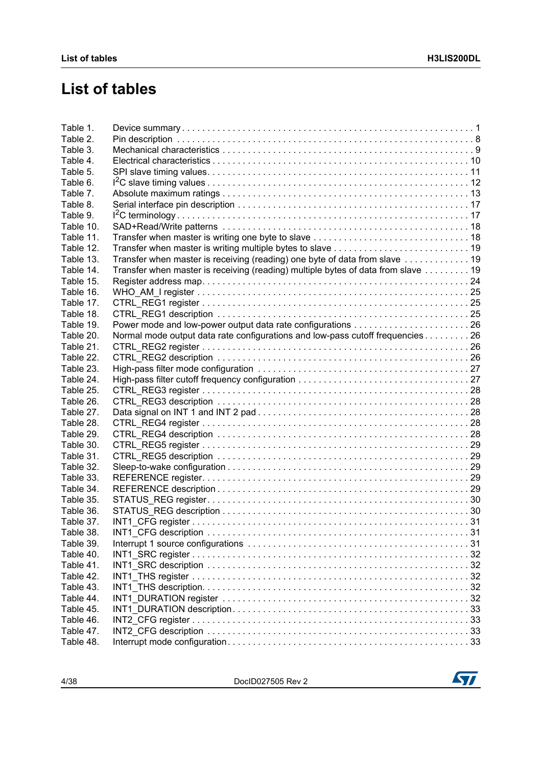# List of tables

| | | |
|---|---|---|
| Table 1. | Device summary | 1 |
| Table 2. | Pin description | 8 |
| Table 3. | Mechanical characteristics | 9 |
| Table 4. | Electrical characteristics | 10 |
| Table 5. | SPI slave timing values | 11 |
| Table 6. | $I^2C$ slave timing values | 12 |
| Table 7. | Absolute maximum ratings | 13 |
| Table 8. | Serial interface pin description | 17 |
| Table 9. | $I^2C$ terminology | 17 |
| Table 10. | SAD+Read/Write patterns | 18 |
| Table 11. | Transfer when master is writing one byte to slave | 18 |
| Table 12. | Transfer when master is writing multiple bytes to slave | 19 |
| Table 13. | Transfer when master is receiving (reading) one byte of data from slave | 19 |
| Table 14. | Transfer when master is receiving (reading) multiple bytes of data from slave | 19 |
| Table 15. | Register address map | 24 |
| Table 16. | WHO_AM_I register | 25 |
| Table 17. | CTRL_REG1 register | 25 |
| Table 18. | CTRL_REG1 description | 25 |
| Table 19. | Power mode and low-power output data rate configurations | 26 |
| Table 20. | Normal mode output data rate configurations and low-pass cutoff frequencies | 26 |
| Table 21. | CTRL_REG2 register | 26 |
| Table 22. | CTRL_REG2 description | 26 |
| Table 23. | High-pass filter mode configuration | 27 |
| Table 24. | High-pass filter cutoff frequency configuration | 27 |
| Table 25. | CTRL_REG3 register | 28 |
| Table 26. | CTRL_REG3 description | 28 |
| Table 27. | Data signal on INT 1 and INT 2 pad | 28 |
| Table 28. | CTRL_REG4 register | 28 |
| Table 29. | CTRL_REG4 description | 28 |
| Table 30. | CTRL_REG5 register | 29 |
| Table 31. | CTRL_REG5 description | 29 |
| Table 32. | Sleep-to-wake configuration | 29 |
| Table 33. | REFERENCE register | 29 |
| Table 34. | REFERENCE description | 29 |
| Table 35. | STATUS_REG register | 30 |
| Table 36. | STATUS_REG description | 30 |
| Table 37. | INT1_CFG register | 31 |
| Table 38. | INT1_CFG description | 31 |
| Table 39. | Interrupt 1 source configurations | 31 |
| Table 40. | INT1_SRC register | 32 |
| Table 41. | INT1_SRC description | 32 |
| Table 42. | INT1_THS register | 32 |
| Table 43. | INT1_THS description | 32 |
| Table 44. | INT1_DURATION register | 32 |
| Table 45. | INT1_DURATION description | 33 |
| Table 46. | INT2_CFG register | 33 |
| Table 47. | INT2_CFG description | 33 |
| Table 48. | Interrupt mode configuration | 33 |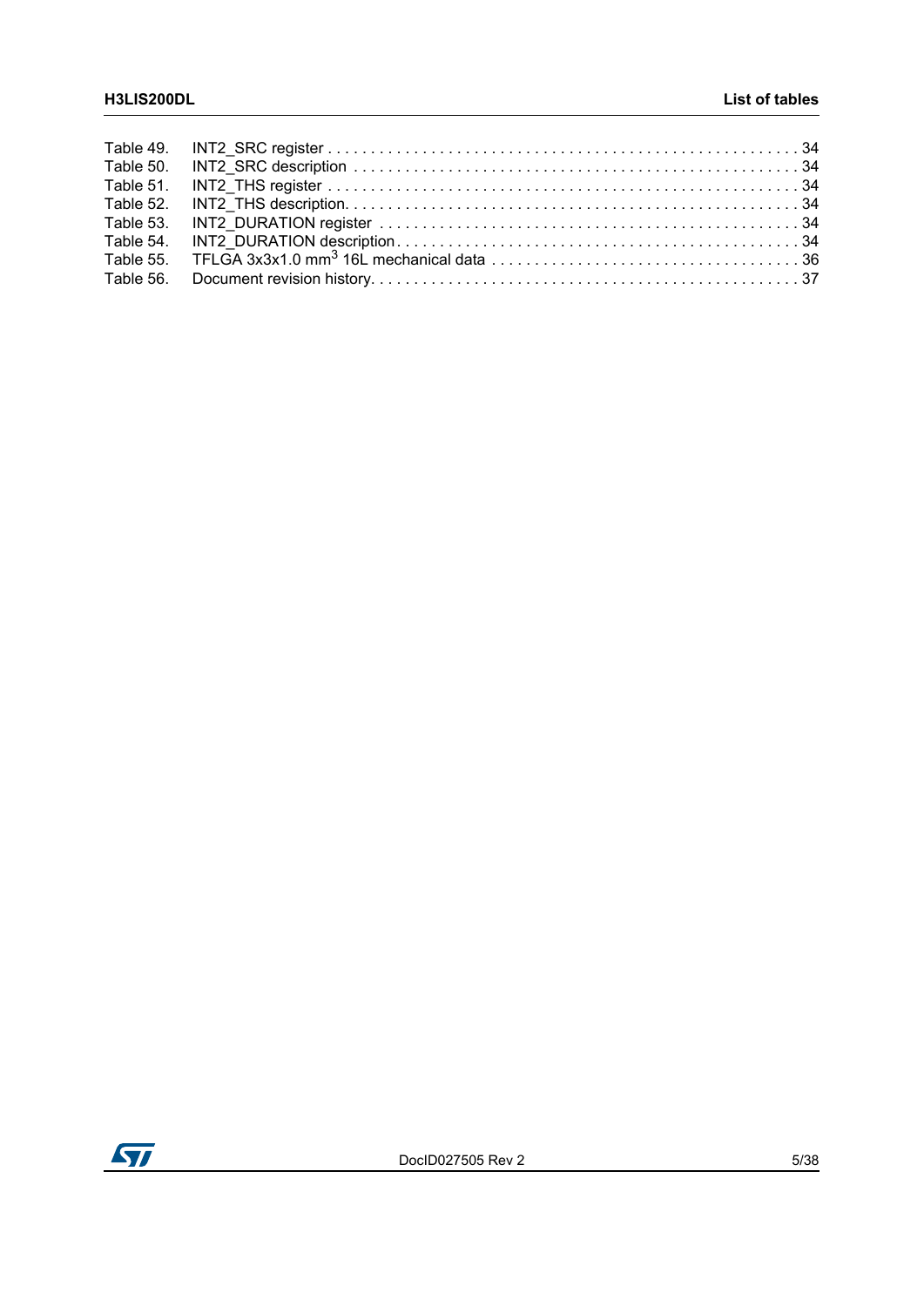Table 49. INT2_SRC register . . . . . . . . . . . . . . . . . . . . . . . . . . . . . . . . . . . . . . . . . . . . . . . . . . . . . . . 34
Table 50. INT2_SRC description . . . . . . . . . . . . . . . . . . . . . . . . . . . . . . . . . . . . . . . . . . . . . . . . . . . . 34
Table 51. INT2_THS register . . . . . . . . . . . . . . . . . . . . . . . . . . . . . . . . . . . . . . . . . . . . . . . . . . . . . . . 34
Table 52. INT2_THS description. . . . . . . . . . . . . . . . . . . . . . . . . . . . . . . . . . . . . . . . . . . . . . . . . . . . . 34
Table 53. INT2_DURATION register . . . . . . . . . . . . . . . . . . . . . . . . . . . . . . . . . . . . . . . . . . . . . . . . . 34
Table 54. INT2_DURATION description . . . . . . . . . . . . . . . . . . . . . . . . . . . . . . . . . . . . . . . . . . . . . . . 34
Table 55. TFLGA 3x3x1.0 mm$^3$ 16L mechanical data . . . . . . . . . . . . . . . . . . . . . . . . . . . . . . . . . . . 36
Table 56. Document revision history. . . . . . . . . . . . . . . . . . . . . . . . . . . . . . . . . . . . . . . . . . . . . . . . . 37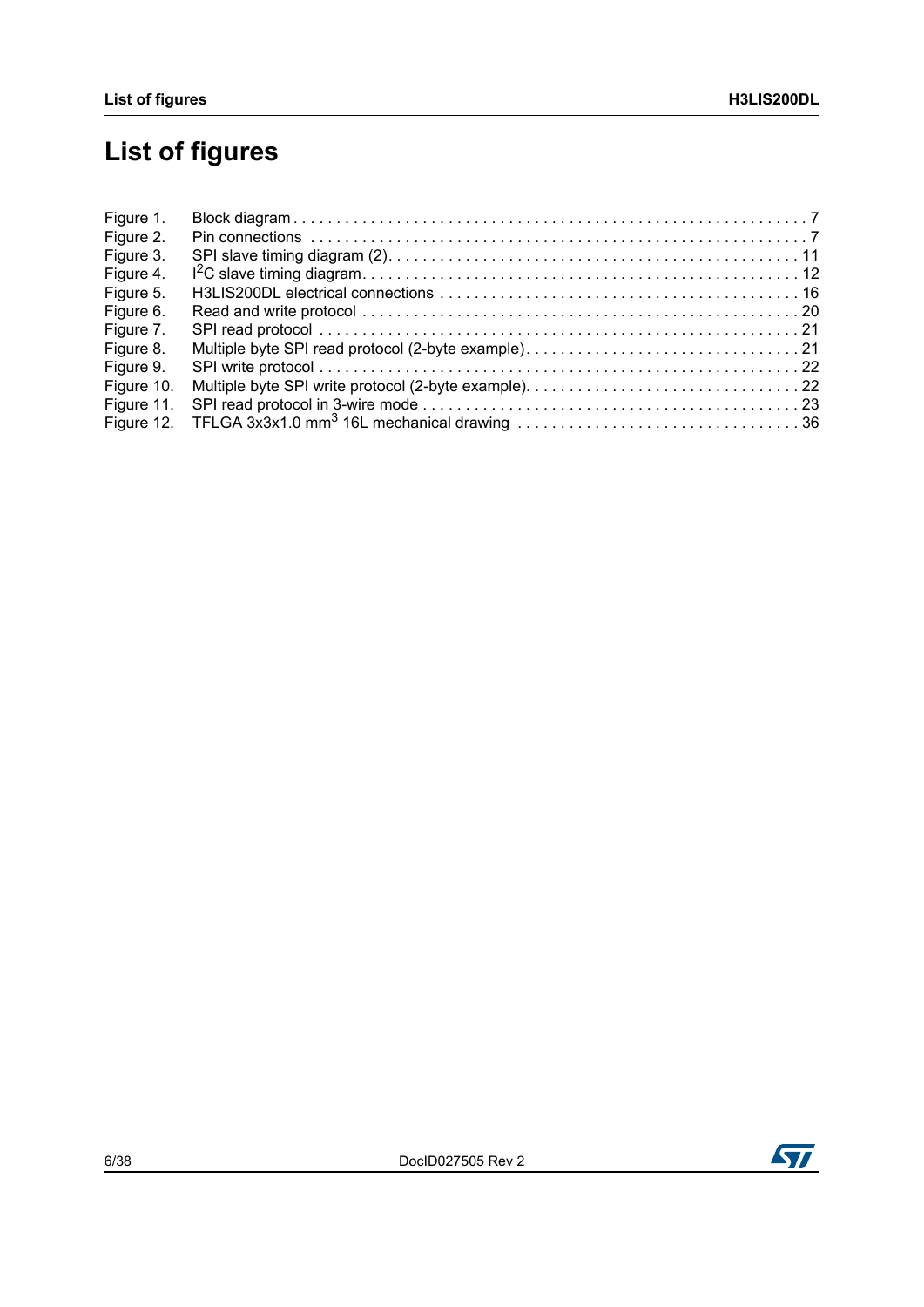# List of figures

| | | |
|---|---|---|
| Figure 1. | Block diagram | 7 |
| Figure 2. | Pin connections | 7 |
| Figure 3. | SPI slave timing diagram (2) | 11 |
| Figure 4. | $I^2C$ slave timing diagram | 12 |
| Figure 5. | H3LIS200DL electrical connections | 16 |
| Figure 6. | Read and write protocol | 20 |
| Figure 7. | SPI read protocol | 21 |
| Figure 8. | Multiple byte SPI read protocol (2-byte example) | 21 |
| Figure 9. | SPI write protocol | 22 |
| Figure 10. | Multiple byte SPI write protocol (2-byte example) | 22 |
| Figure 11. | SPI read protocol in 3-wire mode | 23 |
| Figure 12. | TFLGA 3x3x1.0 $mm^3$ 16L mechanical drawing | 36 |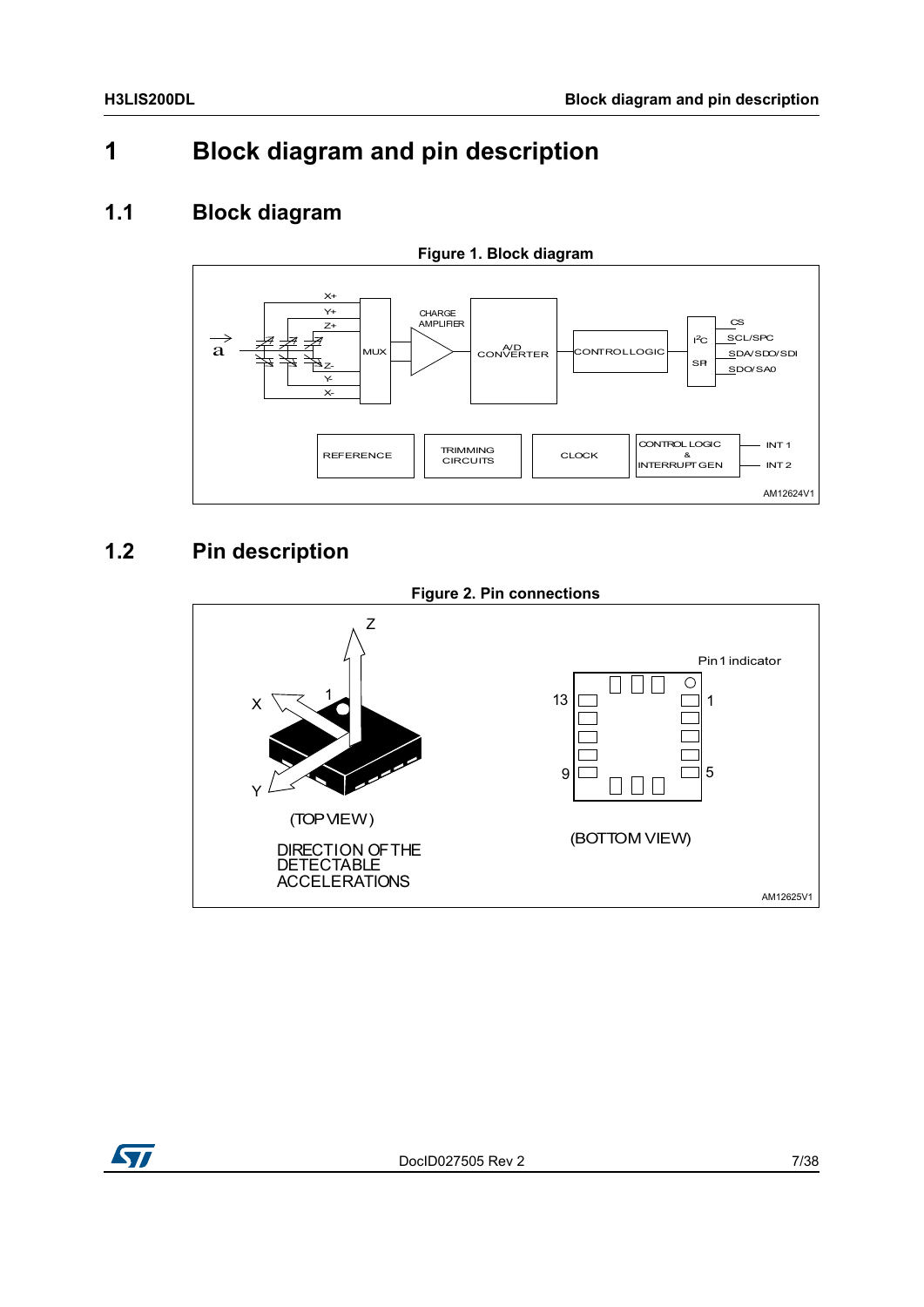# 1 Block diagram and pin description

## 1.1 Block diagram

**Figure 1. Block diagram**

## 1.2 Pin description

**Figure 2. Pin connections**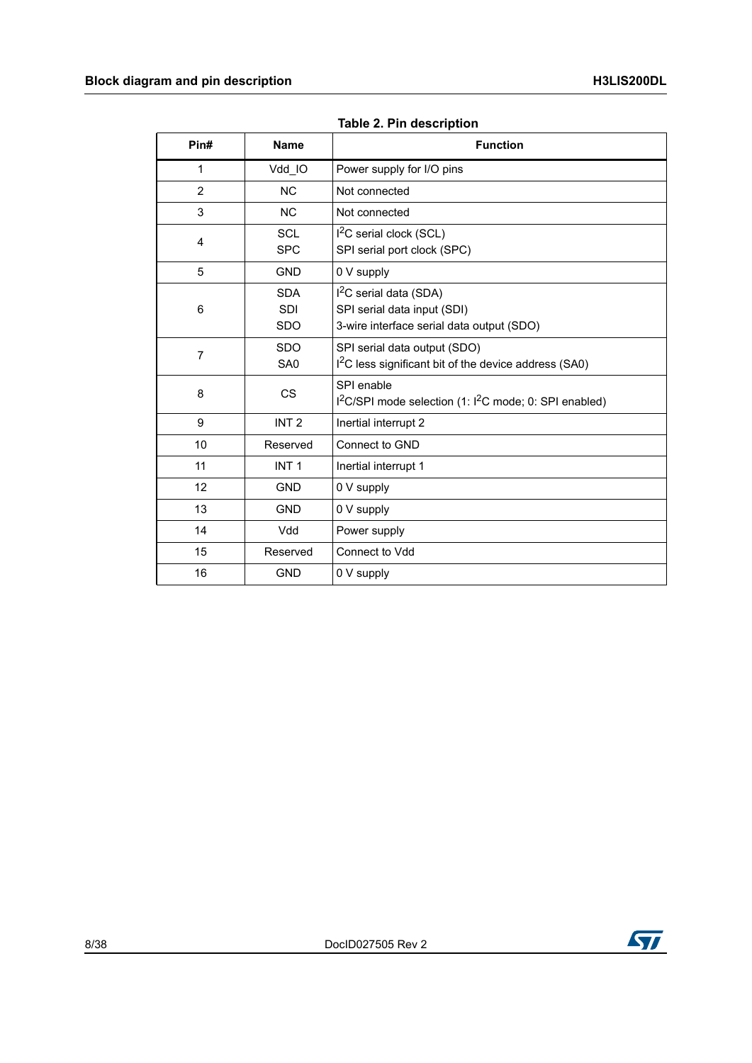**Table 2. Pin description**

| Pin# | Name | Function |
|---|---|---|
| 1 | Vdd_IO | Power supply for I/O pins |
| 2 | NC | Not connected |
| 3 | NC | Not connected |
| 4 | SCL<br>SPC | $I^2C$ serial clock (SCL)<br>SPI serial port clock (SPC) |
| 5 | GND | 0 V supply |
| 6 | SDA<br>SDI<br>SDO | $I^2C$ serial data (SDA)<br>SPI serial data input (SDI)<br>3-wire interface serial data output (SDO) |
| 7 | SDO<br>SA0 | SPI serial data output (SDO)<br>$I^2C$ less significant bit of the device address (SA0) |
| 8 | CS | SPI enable<br>$I^2C$/SPI mode selection (1: $I^2C$ mode; 0: SPI enabled) |
| 9 | INT 2 | Inertial interrupt 2 |
| 10 | Reserved | Connect to GND |
| 11 | INT 1 | Inertial interrupt 1 |
| 12 | GND | 0 V supply |
| 13 | GND | 0 V supply |
| 14 | Vdd | Power supply |
| 15 | Reserved | Connect to Vdd |
| 16 | GND | 0 V supply |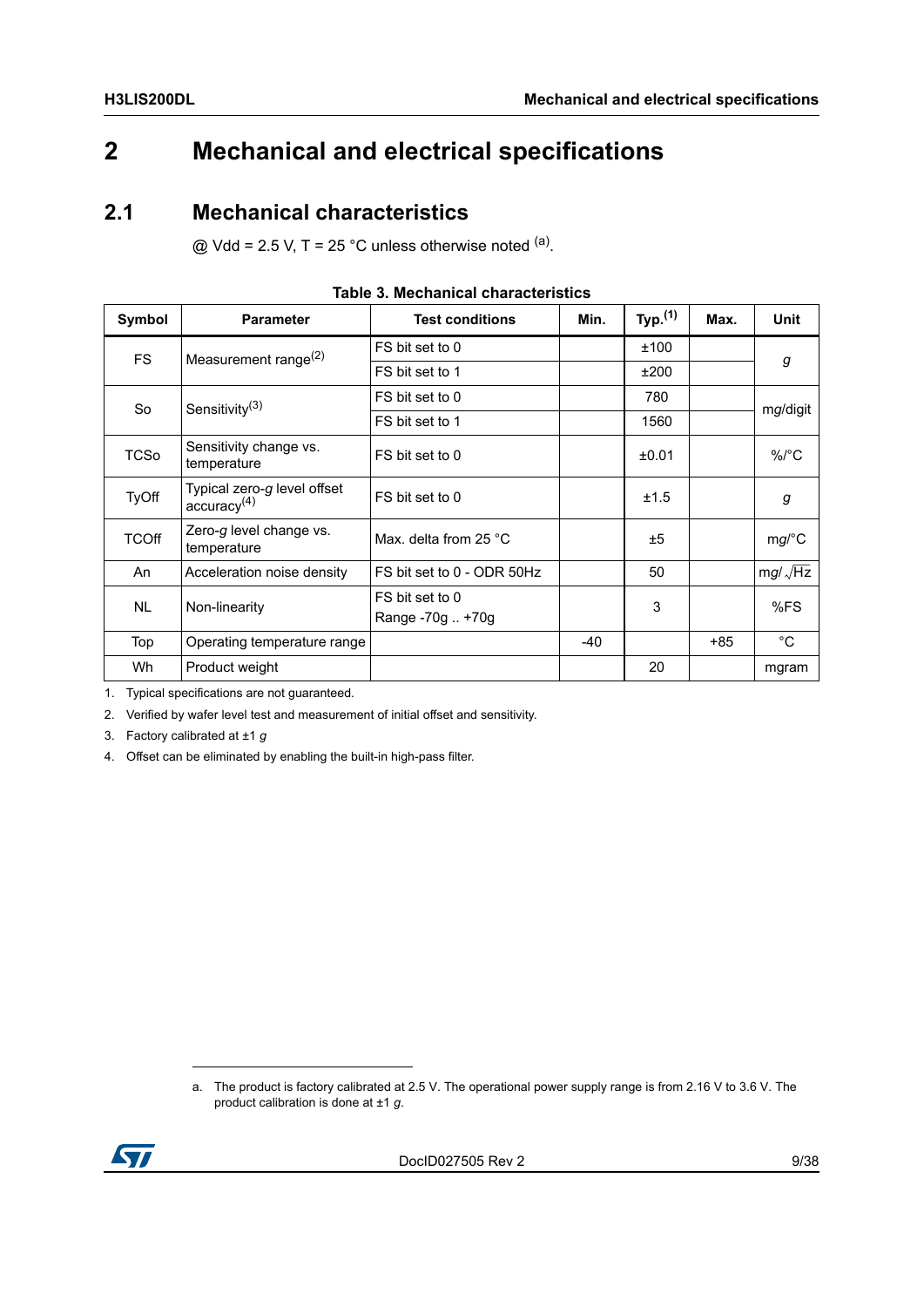# 2 Mechanical and electrical specifications

## 2.1 Mechanical characteristics

@ Vdd = 2.5 V, T = 25 °C unless otherwise noted [(a)].

**Table 3. Mechanical characteristics**

| Symbol | Parameter | Test conditions | Min. | Typ.[(1)] | Max. | Unit |
|---|---|---|---|---|---|---|
| FS | Measurement range[(2)] | FS bit set to 0 | | ±100 | | *g* |
| | | FS bit set to 1 | | ±200 | | |
| So | Sensitivity[(3)] | FS bit set to 0 | | 780 | | m*g*/digit |
| | | FS bit set to 1 | | 1560 | | |
| TCSo | Sensitivity change vs. temperature | FS bit set to 0 | | ±0.01 | | %/°C |
| TyOff | Typical zero-*g* level offset accuracy[(4)] | FS bit set to 0 | | ±1.5 | | *g* |
| TCOff | Zero-*g* level change vs. temperature | Max. delta from 25 °C | | ±5 | | m*g*/°C |
| An | Acceleration noise density | FS bit set to 0 - ODR 50Hz | | 50 | | m*g*/$\sqrt{Hz}$ |
| NL | Non-linearity | FS bit set to 0<br>Range -70g .. +70g | | 3 | | %FS |
| Top | Operating temperature range | | -40 | | +85 | °C |
| Wh | Product weight | | | 20 | | mgram |

1. Typical specifications are not guaranteed.
2. Verified by wafer level test and measurement of initial offset and sensitivity.
3. Factory calibrated at ±1 *g*
4. Offset can be eliminated by enabling the built-in high-pass filter.

---

a. The product is factory calibrated at 2.5 V. The operational power supply range is from 2.16 V to 3.6 V. The product calibration is done at ±1 *g*.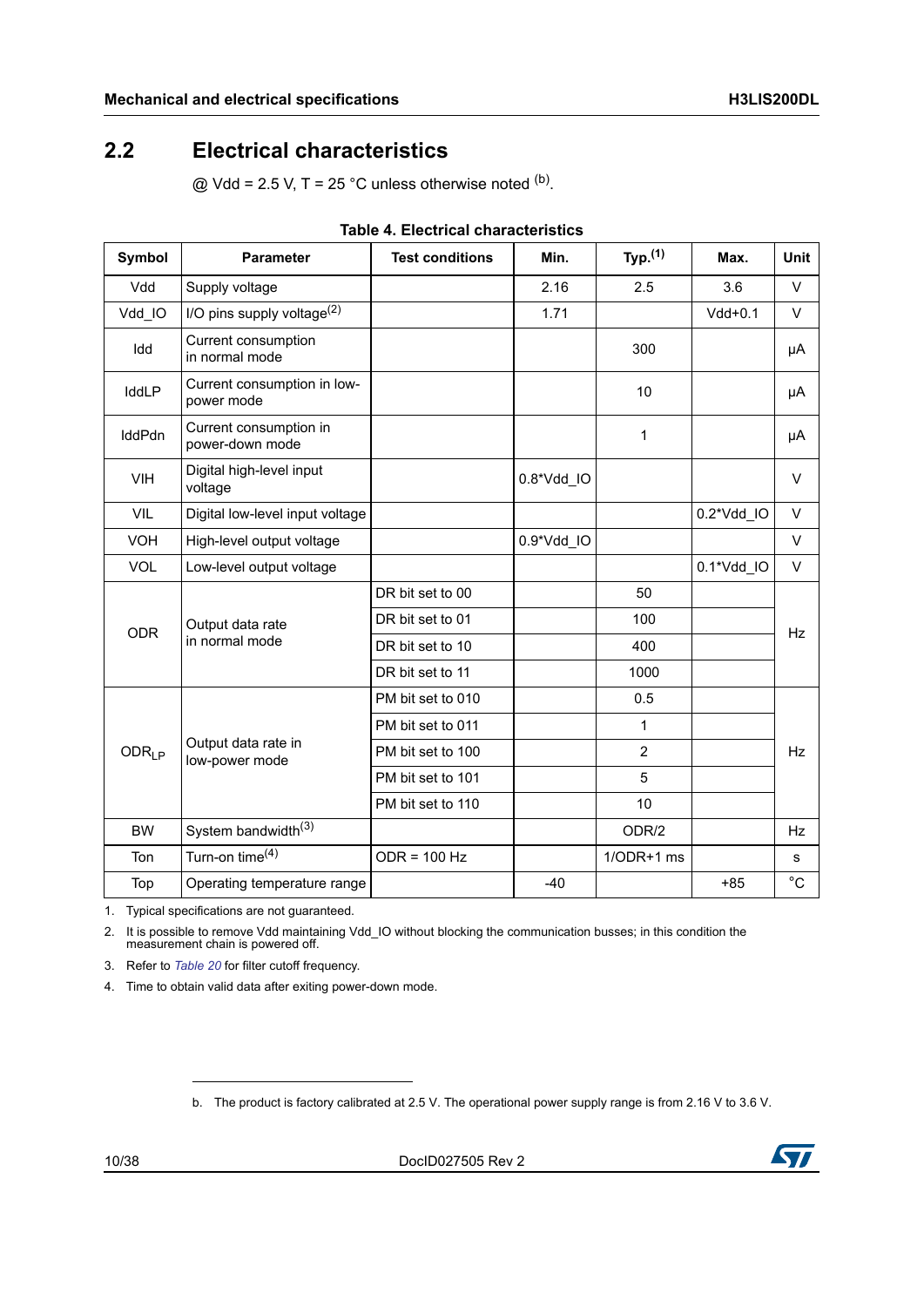## 2.2 Electrical characteristics

@ Vdd = 2.5 V, T = 25 °C unless otherwise noted [b].

**Table 4. Electrical characteristics**

| Symbol | Parameter | Test conditions | Min. | Typ.[1] | Max. | Unit |
|---|---|---|---|---|---|---|
| Vdd | Supply voltage | | 2.16 | 2.5 | 3.6 | V |
| Vdd_IO | I/O pins supply voltage[2] | | 1.71 | | Vdd+0.1 | V |
| Idd | Current consumption in normal mode | | | 300 | | μA |
| IddLP | Current consumption in low-power mode | | | 10 | | μA |
| IddPdn | Current consumption in power-down mode | | | 1 | | μA |
| VIH | Digital high-level input voltage | | 0.8*Vdd_IO | | | V |
| VIL | Digital low-level input voltage | | | | 0.2*Vdd_IO | V |
| VOH | High-level output voltage | | 0.9*Vdd_IO | | | V |
| VOL | Low-level output voltage | | | | 0.1*Vdd_IO | V |
| ODR | Output data rate in normal mode | DR bit set to 00 | | 50 | | Hz |
| | | DR bit set to 01 | | 100 | | |
| | | DR bit set to 10 | | 400 | | |
| | | DR bit set to 11 | | 1000 | | |
| $ODR_{LP}$ | Output data rate in low-power mode | PM bit set to 010 | | 0.5 | | Hz |
| | | PM bit set to 011 | | 1 | | |
| | | PM bit set to 100 | | 2 | | |
| | | PM bit set to 101 | | 5 | | |
| | | PM bit set to 110 | | 10 | | |
| BW | System bandwidth[3] | | | ODR/2 | | Hz |
| Ton | Turn-on time[4] | ODR = 100 Hz | | 1/ODR+1 ms | | s |
| Top | Operating temperature range | | -40 | | +85 | °C |

1. Typical specifications are not guaranteed.
2. It is possible to remove Vdd maintaining Vdd_IO without blocking the communication busses; in this condition the measurement chain is powered off.
3. Refer to *Table 20* for filter cutoff frequency.
4. Time to obtain valid data after exiting power-down mode.

b. The product is factory calibrated at 2.5 V. The operational power supply range is from 2.16 V to 3.6 V.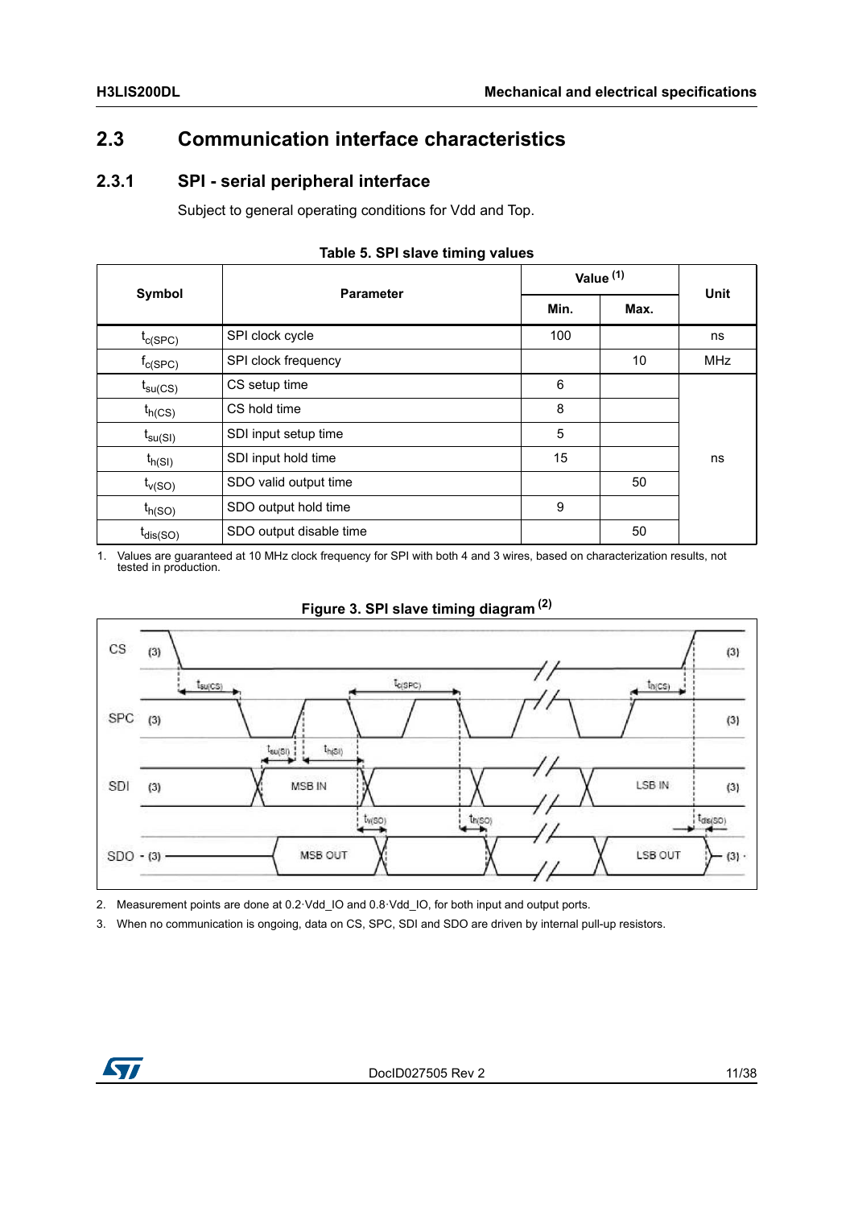## 2.3 Communication interface characteristics

### 2.3.1 SPI - serial peripheral interface

Subject to general operating conditions for Vdd and Top.

**Table 5. SPI slave timing values**

| Symbol | Parameter | Value [(1)] | | Unit |
|---|---|---|---|---|
| | | Min. | Max. | |
| $t_{c(SPC)}$ | SPI clock cycle | 100 | | ns |
| $f_{c(SPC)}$ | SPI clock frequency | | 10 | MHz |
| $t_{su(CS)}$ | CS setup time | 6 | | ns |
| $t_{h(CS)}$ | CS hold time | 8 | | ns |
| $t_{su(SI)}$ | SDI input setup time | 5 | | ns |
| $t_{h(SI)}$ | SDI input hold time | 15 | | ns |
| $t_{v(SO)}$ | SDO valid output time | | 50 | ns |
| $t_{h(SO)}$ | SDO output hold time | 9 | | ns |
| $t_{dis(SO)}$ | SDO output disable time | | 50 | ns |

1. Values are guaranteed at 10 MHz clock frequency for SPI with both 4 and 3 wires, based on characterization results, not tested in production.

**Figure 3. SPI slave timing diagram [(2)]**

2. Measurement points are done at 0.2·Vdd_IO and 0.8·Vdd_IO, for both input and output ports.
3. When no communication is ongoing, data on CS, SPC, SDI and SDO are driven by internal pull-up resistors.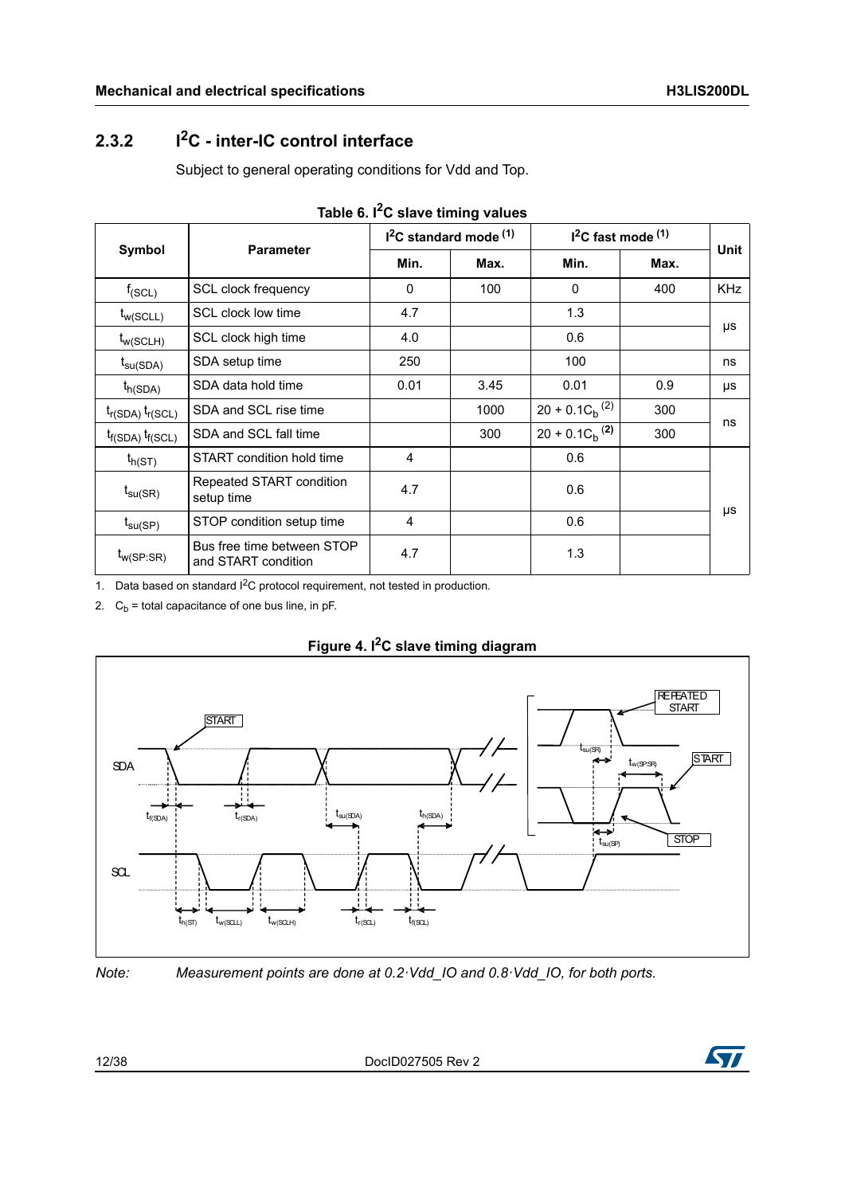### 2.3.2 $I^2C$ - inter-IC control interface

Subject to general operating conditions for Vdd and Top.

**Table 6. $I^2C$ slave timing values**

| Symbol | Parameter | $I^2C$ standard mode [(1)] | | $I^2C$ fast mode [(1)] | | Unit |
|---|---|---|---|---|---|---|
| | | Min. | Max. | Min. | Max. | |
| $f_{(SCL)}$ | SCL clock frequency | 0 | 100 | 0 | 400 | KHz |
| $t_{w(SCLL)}$ | SCL clock low time | 4.7 | | 1.3 | | μs |
| $t_{w(SCLH)}$ | SCL clock high time | 4.0 | | 0.6 | | μs |
| $t_{su(SDA)}$ | SDA setup time | 250 | | 100 | | ns |
| $t_{h(SDA)}$ | SDA data hold time | 0.01 | 3.45 | 0.01 | 0.9 | μs |
| $t_{r(SDA)}$ $t_{r(SCL)}$ | SDA and SCL rise time | | 1000 | $20 + 0.1C_b$ [(2)] | 300 | ns |
| $t_{f(SDA)}$ $t_{f(SCL)}$ | SDA and SCL fall time | | 300 | $20 + 0.1C_b$ [(2)] | 300 | ns |
| $t_{h(ST)}$ | START condition hold time | 4 | | 0.6 | | μs |
| $t_{su(SR)}$ | Repeated START condition setup time | 4.7 | | 0.6 | | μs |
| $t_{su(SP)}$ | STOP condition setup time | 4 | | 0.6 | | μs |
| $t_{w(SP:SR)}$ | Bus free time between STOP and START condition | 4.7 | | 1.3 | | μs |

1. Data based on standard $I^2C$ protocol requirement, not tested in production.
2. $C_b$ = total capacitance of one bus line, in pF.

**Figure 4. $I^2C$ slave timing diagram**

*Note: Measurement points are done at 0.2·Vdd_IO and 0.8·Vdd_IO, for both ports.*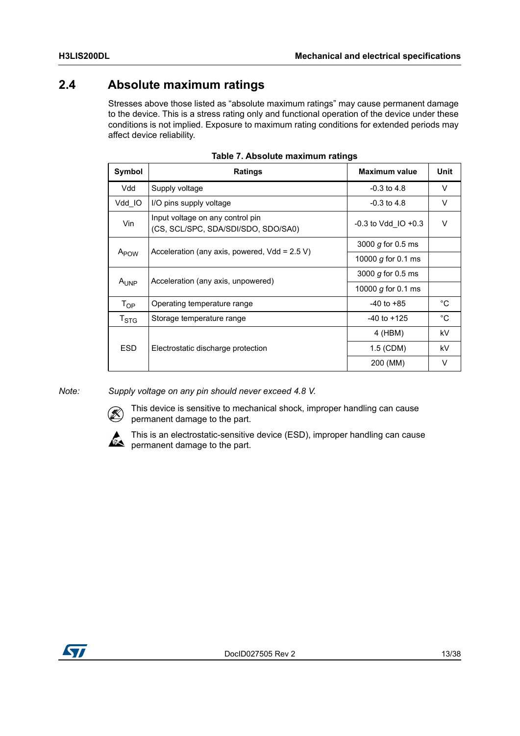## 2.4 Absolute maximum ratings

Stresses above those listed as "absolute maximum ratings" may cause permanent damage to the device. This is a stress rating only and functional operation of the device under these conditions is not implied. Exposure to maximum rating conditions for extended periods may affect device reliability.

**Table 7. Absolute maximum ratings**

| Symbol | Ratings | Maximum value | Unit |
|---|---|---|---|
| Vdd | Supply voltage | -0.3 to 4.8 | V |
| Vdd_IO | I/O pins supply voltage | -0.3 to 4.8 | V |
| Vin | Input voltage on any control pin (CS, SCL/SPC, SDA/SDI/SDO, SDO/SA0) | -0.3 to Vdd_IO +0.3 | V |
| $A_{POW}$ | Acceleration (any axis, powered, Vdd = 2.5 V) | 3000 *g* for 0.5 ms | |
| | | 10000 *g* for 0.1 ms | |
| $A_{UNP}$ | Acceleration (any axis, unpowered) | 3000 *g* for 0.5 ms | |
| | | 10000 *g* for 0.1 ms | |
| $T_{OP}$ | Operating temperature range | -40 to +85 | °C |
| $T_{STG}$ | Storage temperature range | -40 to +125 | °C |
| ESD | Electrostatic discharge protection | 4 (HBM) | kV |
| | | 1.5 (CDM) | kV |
| | | 200 (MM) | V |

*Note: Supply voltage on any pin should never exceed 4.8 V.*

This device is sensitive to mechanical shock, improper handling can cause permanent damage to the part.

This is an electrostatic-sensitive device (ESD), improper handling can cause permanent damage to the part.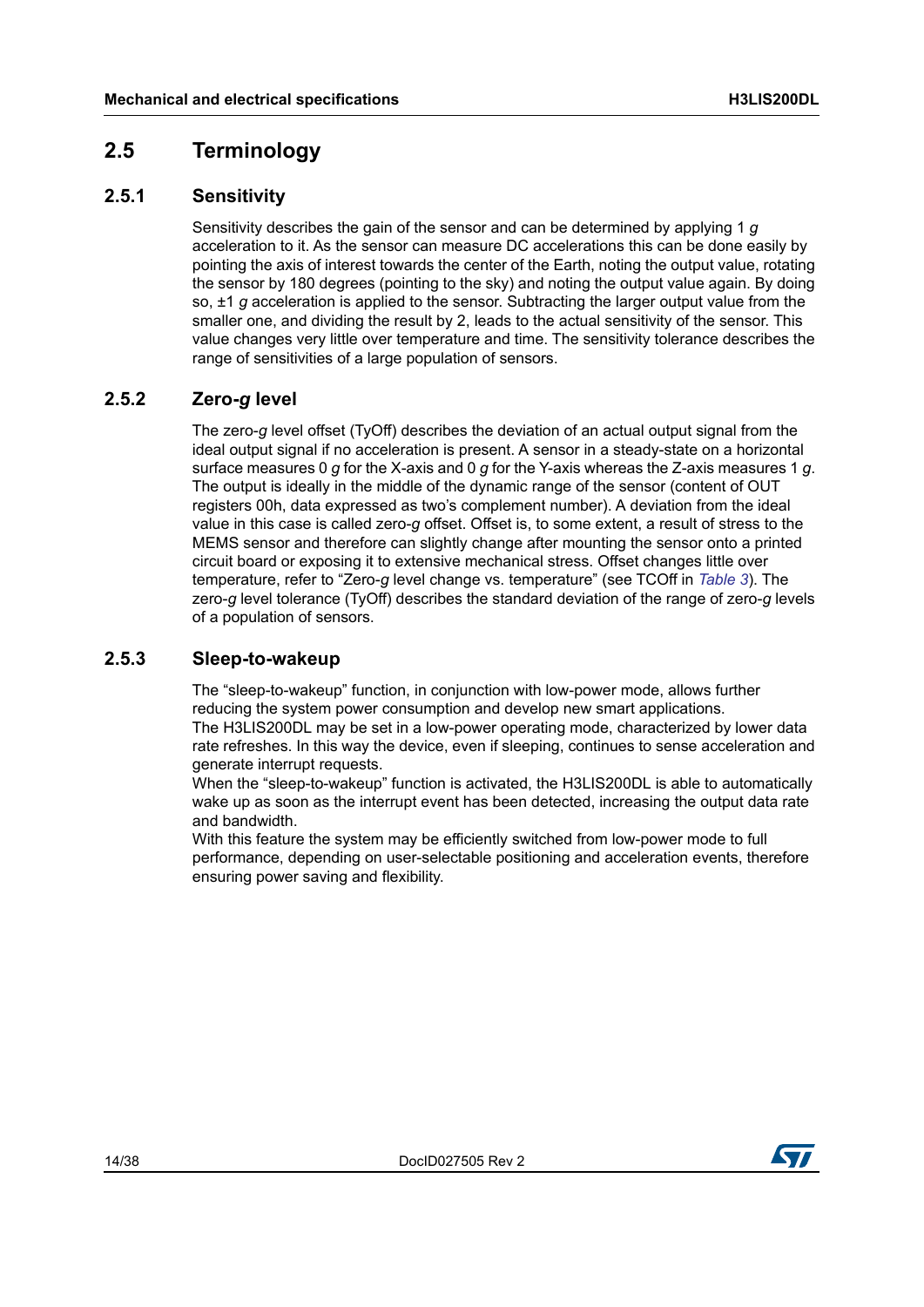## 2.5 Terminology

### 2.5.1 Sensitivity

Sensitivity describes the gain of the sensor and can be determined by applying 1 *g* acceleration to it. As the sensor can measure DC accelerations this can be done easily by pointing the axis of interest towards the center of the Earth, noting the output value, rotating the sensor by 180 degrees (pointing to the sky) and noting the output value again. By doing so, ±1 *g* acceleration is applied to the sensor. Subtracting the larger output value from the smaller one, and dividing the result by 2, leads to the actual sensitivity of the sensor. This value changes very little over temperature and time. The sensitivity tolerance describes the range of sensitivities of a large population of sensors.

### 2.5.2 Zero-*g* level

The zero-*g* level offset (TyOff) describes the deviation of an actual output signal from the ideal output signal if no acceleration is present. A sensor in a steady-state on a horizontal surface measures 0 *g* for the X-axis and 0 *g* for the Y-axis whereas the Z-axis measures 1 *g*. The output is ideally in the middle of the dynamic range of the sensor (content of OUT registers 00h, data expressed as two's complement number). A deviation from the ideal value in this case is called zero-*g* offset. Offset is, to some extent, a result of stress to the MEMS sensor and therefore can slightly change after mounting the sensor onto a printed circuit board or exposing it to extensive mechanical stress. Offset changes little over temperature, refer to "Zero-*g* level change vs. temperature" (see TCOff in *Table 3*). The zero-*g* level tolerance (TyOff) describes the standard deviation of the range of zero-*g* levels of a population of sensors.

### 2.5.3 Sleep-to-wakeup

The "sleep-to-wakeup" function, in conjunction with low-power mode, allows further reducing the system power consumption and develop new smart applications.
The H3LIS200DL may be set in a low-power operating mode, characterized by lower data rate refreshes. In this way the device, even if sleeping, continues to sense acceleration and generate interrupt requests.
When the "sleep-to-wakeup" function is activated, the H3LIS200DL is able to automatically wake up as soon as the interrupt event has been detected, increasing the output data rate and bandwidth.
With this feature the system may be efficiently switched from low-power mode to full performance, depending on user-selectable positioning and acceleration events, therefore ensuring power saving and flexibility.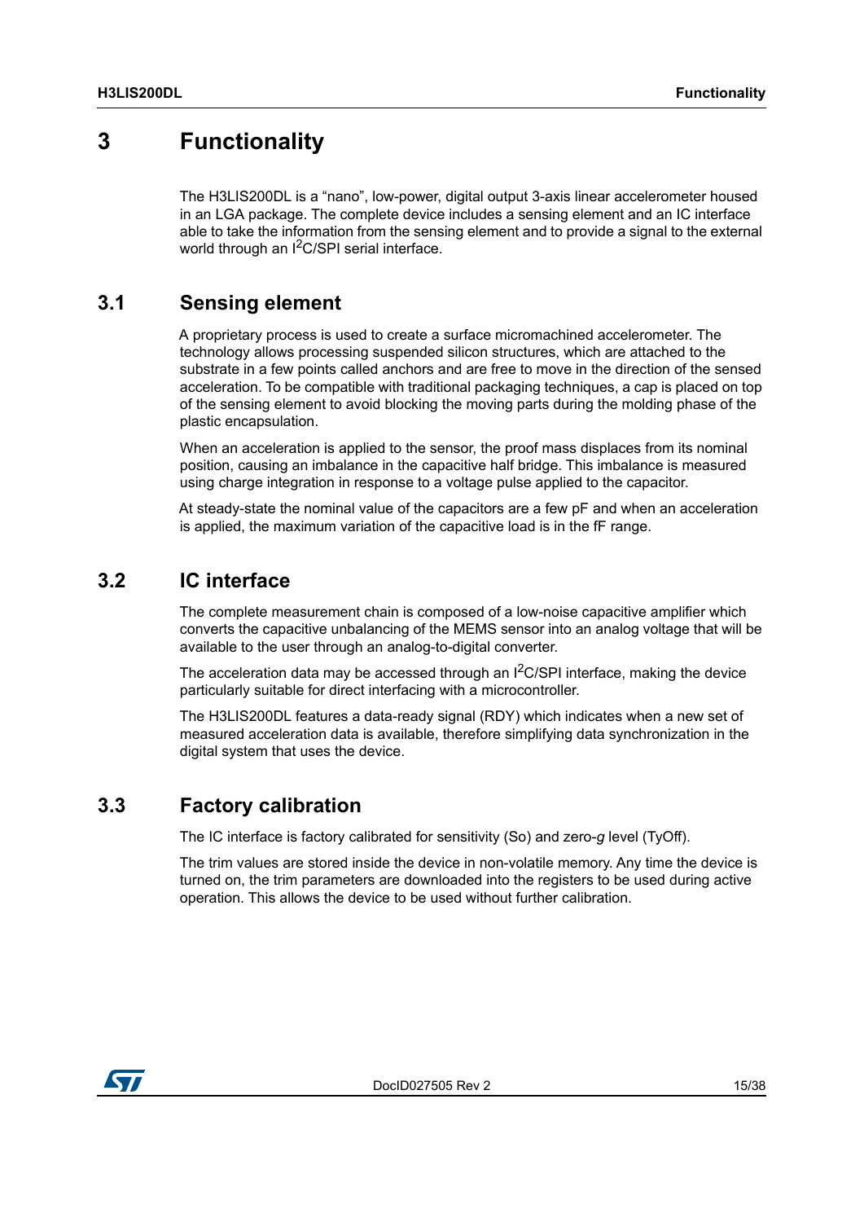# 3 Functionality

The H3LIS200DL is a "nano", low-power, digital output 3-axis linear accelerometer housed in an LGA package. The complete device includes a sensing element and an IC interface able to take the information from the sensing element and to provide a signal to the external world through an $I^2C$/SPI serial interface.

## 3.1 Sensing element

A proprietary process is used to create a surface micromachined accelerometer. The technology allows processing suspended silicon structures, which are attached to the substrate in a few points called anchors and are free to move in the direction of the sensed acceleration. To be compatible with traditional packaging techniques, a cap is placed on top of the sensing element to avoid blocking the moving parts during the molding phase of the plastic encapsulation.

When an acceleration is applied to the sensor, the proof mass displaces from its nominal position, causing an imbalance in the capacitive half bridge. This imbalance is measured using charge integration in response to a voltage pulse applied to the capacitor.

At steady-state the nominal value of the capacitors are a few pF and when an acceleration is applied, the maximum variation of the capacitive load is in the fF range.

## 3.2 IC interface

The complete measurement chain is composed of a low-noise capacitive amplifier which converts the capacitive unbalancing of the MEMS sensor into an analog voltage that will be available to the user through an analog-to-digital converter.

The acceleration data may be accessed through an $I^2C$/SPI interface, making the device particularly suitable for direct interfacing with a microcontroller.

The H3LIS200DL features a data-ready signal (RDY) which indicates when a new set of measured acceleration data is available, therefore simplifying data synchronization in the digital system that uses the device.

## 3.3 Factory calibration

The IC interface is factory calibrated for sensitivity (So) and zero-*g* level (TyOff).

The trim values are stored inside the device in non-volatile memory. Any time the device is turned on, the trim parameters are downloaded into the registers to be used during active operation. This allows the device to be used without further calibration.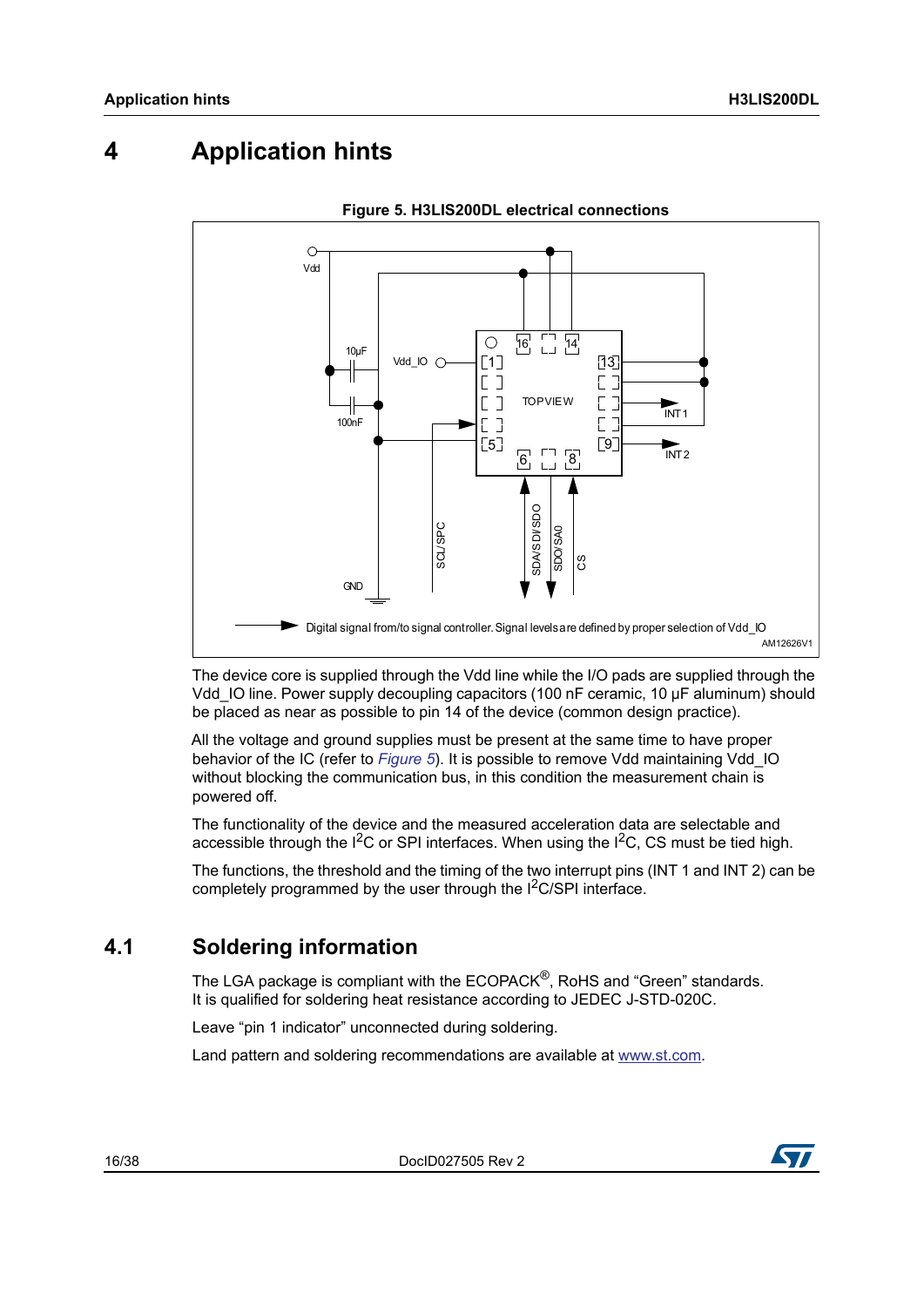# 4 Application hints

**Figure 5. H3LIS200DL electrical connections**

The device core is supplied through the Vdd line while the I/O pads are supplied through the Vdd_IO line. Power supply decoupling capacitors (100 nF ceramic, 10 µF aluminum) should be placed as near as possible to pin 14 of the device (common design practice).

All the voltage and ground supplies must be present at the same time to have proper behavior of the IC (refer to *Figure 5*). It is possible to remove Vdd maintaining Vdd_IO without blocking the communication bus, in this condition the measurement chain is powered off.

The functionality of the device and the measured acceleration data are selectable and accessible through the I²C or SPI interfaces. When using the I²C, CS must be tied high.

The functions, the threshold and the timing of the two interrupt pins (INT 1 and INT 2) can be completely programmed by the user through the I²C/SPI interface.

## 4.1 Soldering information

The LGA package is compliant with the ECOPACK®, RoHS and "Green" standards. It is qualified for soldering heat resistance according to JEDEC J-STD-020C.

Leave "pin 1 indicator" unconnected during soldering.

Land pattern and soldering recommendations are available at www.st.com.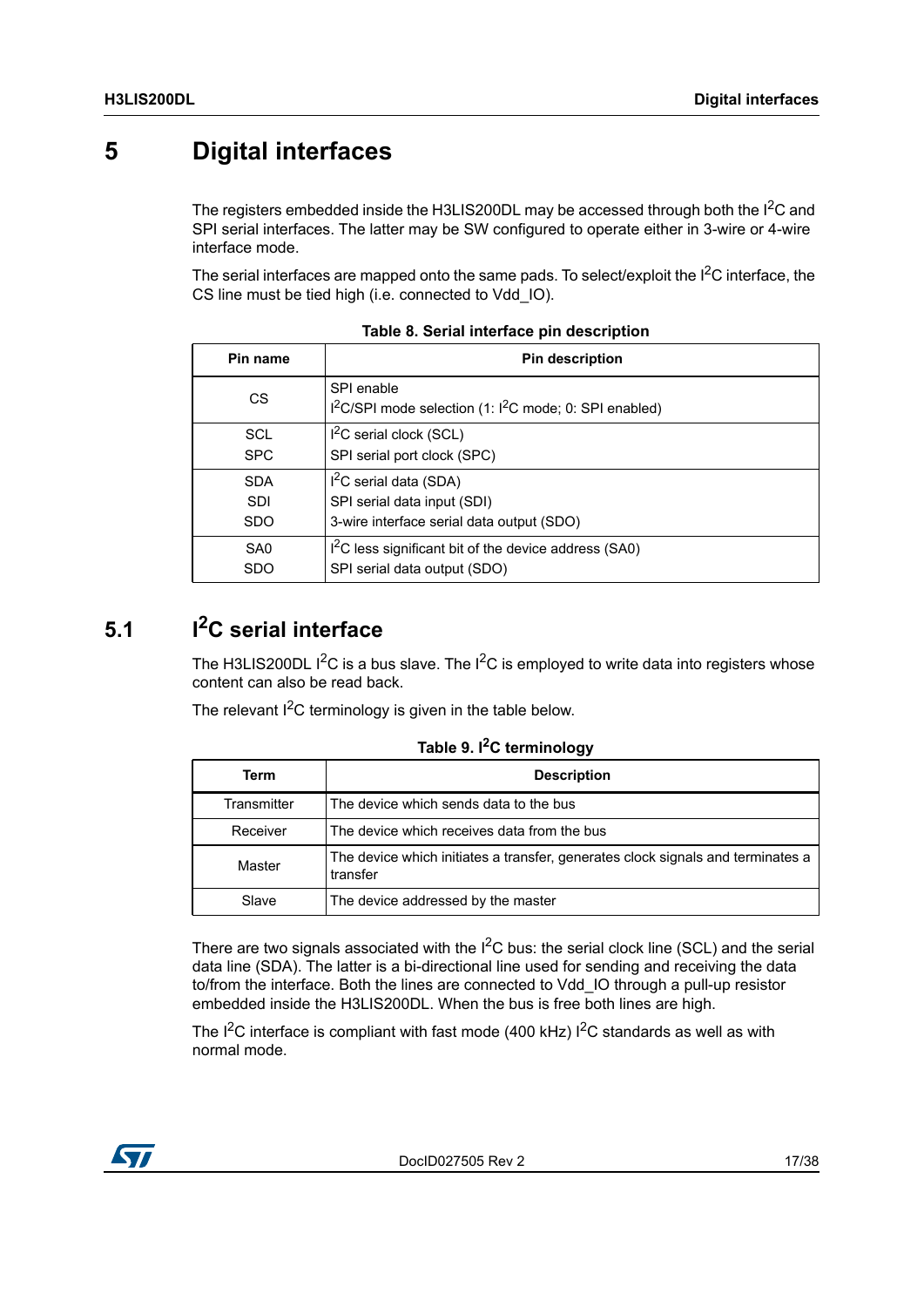# 5 Digital interfaces

The registers embedded inside the H3LIS200DL may be accessed through both the $I^2C$ and SPI serial interfaces. The latter may be SW configured to operate either in 3-wire or 4-wire interface mode.

The serial interfaces are mapped onto the same pads. To select/exploit the $I^2C$ interface, the CS line must be tied high (i.e. connected to Vdd_IO).

**Table 8. Serial interface pin description**

| Pin name | Pin description |
|---|---|
| CS | SPI enable<br>$I^2C$/SPI mode selection (1: $I^2C$ mode; 0: SPI enabled) |
| SCL<br>SPC | $I^2C$ serial clock (SCL)<br>SPI serial port clock (SPC) |
| SDA<br>SDI<br>SDO | $I^2C$ serial data (SDA)<br>SPI serial data input (SDI)<br>3-wire interface serial data output (SDO) |
| SA0<br>SDO | $I^2C$ less significant bit of the device address (SA0)<br>SPI serial data output (SDO) |

## 5.1 $I^2C$ serial interface

The H3LIS200DL $I^2C$ is a bus slave. The $I^2C$ is employed to write data into registers whose content can also be read back.

The relevant $I^2C$ terminology is given in the table below.

**Table 9. $I^2C$ terminology**

| Term | Description |
|---|---|
| Transmitter | The device which sends data to the bus |
| Receiver | The device which receives data from the bus |
| Master | The device which initiates a transfer, generates clock signals and terminates a transfer |
| Slave | The device addressed by the master |

There are two signals associated with the $I^2C$ bus: the serial clock line (SCL) and the serial data line (SDA). The latter is a bi-directional line used for sending and receiving the data to/from the interface. Both the lines are connected to Vdd_IO through a pull-up resistor embedded inside the H3LIS200DL. When the bus is free both lines are high.

The $I^2C$ interface is compliant with fast mode (400 kHz) $I^2C$ standards as well as with normal mode.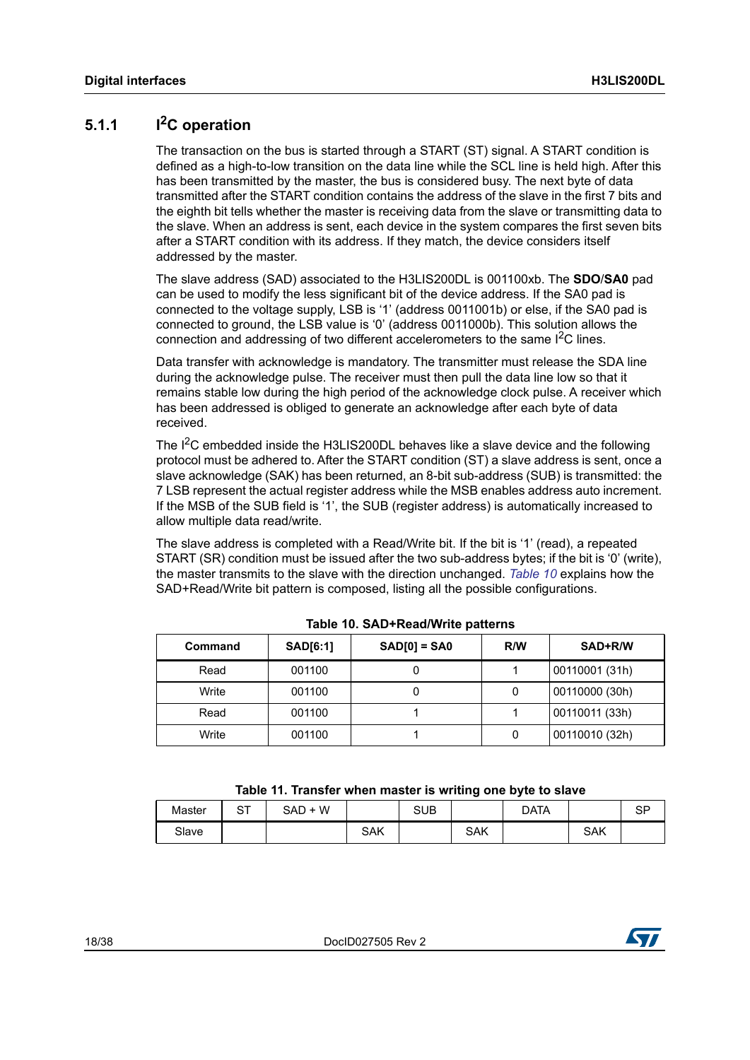### 5.1.1 I$^2$C operation

The transaction on the bus is started through a START (ST) signal. A START condition is defined as a high-to-low transition on the data line while the SCL line is held high. After this has been transmitted by the master, the bus is considered busy. The next byte of data transmitted after the START condition contains the address of the slave in the first 7 bits and the eighth bit tells whether the master is receiving data from the slave or transmitting data to the slave. When an address is sent, each device in the system compares the first seven bits after a START condition with its address. If they match, the device considers itself addressed by the master.

The slave address (SAD) associated to the H3LIS200DL is 001100xb. The **SDO**/**SA0** pad can be used to modify the less significant bit of the device address. If the SA0 pad is connected to the voltage supply, LSB is '1' (address 0011001b) or else, if the SA0 pad is connected to ground, the LSB value is '0' (address 0011000b). This solution allows the connection and addressing of two different accelerometers to the same I$^2$C lines.

Data transfer with acknowledge is mandatory. The transmitter must release the SDA line during the acknowledge pulse. The receiver must then pull the data line low so that it remains stable low during the high period of the acknowledge clock pulse. A receiver which has been addressed is obliged to generate an acknowledge after each byte of data received.

The I$^2$C embedded inside the H3LIS200DL behaves like a slave device and the following protocol must be adhered to. After the START condition (ST) a slave address is sent, once a slave acknowledge (SAK) has been returned, an 8-bit sub-address (SUB) is transmitted: the 7 LSB represent the actual register address while the MSB enables address auto increment. If the MSB of the SUB field is '1', the SUB (register address) is automatically increased to allow multiple data read/write.

The slave address is completed with a Read/Write bit. If the bit is '1' (read), a repeated START (SR) condition must be issued after the two sub-address bytes; if the bit is '0' (write), the master transmits to the slave with the direction unchanged. *Table 10* explains how the SAD+Read/Write bit pattern is composed, listing all the possible configurations.

**Table 10. SAD+Read/Write patterns**

| Command | SAD[6:1] | SAD[0] = SA0 | R/W | SAD+R/W |
|---|---|---|---|---|
| Read | 001100 | 0 | 1 | 00110001 (31h) |
| Write | 001100 | 0 | 0 | 00110000 (30h) |
| Read | 001100 | 1 | 1 | 00110011 (33h) |
| Write | 001100 | 1 | 0 | 00110010 (32h) |

**Table 11. Transfer when master is writing one byte to slave**

| Master | ST | SAD + W | | SUB | | DATA | | SP |
|---|---|---|---|---|---|---|---|---|
| Slave | | | SAK | | SAK | | SAK | |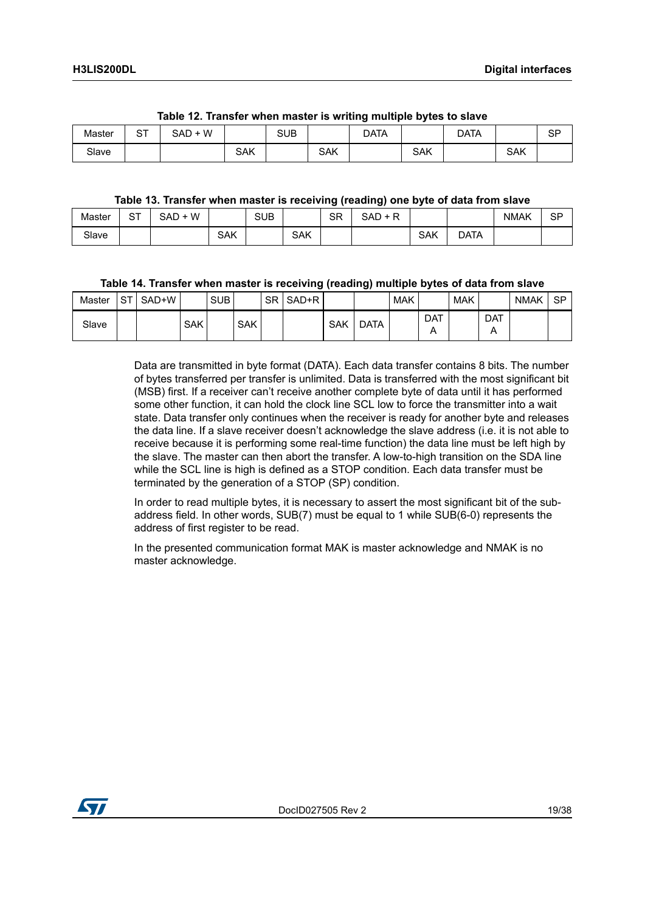**Table 12. Transfer when master is writing multiple bytes to slave**

| Master | ST | SAD + W | | SUB | | DATA | | DATA | | SP |
|---|---|---|---|---|---|---|---|---|---|---|
| Slave | | | SAK | | SAK | | SAK | | SAK | |

**Table 13. Transfer when master is receiving (reading) one byte of data from slave**

| Master | ST | SAD + W | | SUB | | SR | SAD + R | | | NMAK | SP |
|---|---|---|---|---|---|---|---|---|---|---|---|
| Slave | | | SAK | | SAK | | | SAK | DATA | | |

**Table 14. Transfer when master is receiving (reading) multiple bytes of data from slave**

| Master | ST | SAD+W | | SUB | | SR | SAD+R | | | MAK | | MAK | | NMAK | SP |
|---|---|---|---|---|---|---|---|---|---|---|---|---|---|---|---|
| Slave | | | SAK | | SAK | | | SAK | DATA | | DATA | | DATA | | |

Data are transmitted in byte format (DATA). Each data transfer contains 8 bits. The number of bytes transferred per transfer is unlimited. Data is transferred with the most significant bit (MSB) first. If a receiver can't receive another complete byte of data until it has performed some other function, it can hold the clock line SCL low to force the transmitter into a wait state. Data transfer only continues when the receiver is ready for another byte and releases the data line. If a slave receiver doesn't acknowledge the slave address (i.e. it is not able to receive because it is performing some real-time function) the data line must be left high by the slave. The master can then abort the transfer. A low-to-high transition on the SDA line while the SCL line is high is defined as a STOP condition. Each data transfer must be terminated by the generation of a STOP (SP) condition.

In order to read multiple bytes, it is necessary to assert the most significant bit of the sub-address field. In other words, SUB(7) must be equal to 1 while SUB(6-0) represents the address of first register to be read.

In the presented communication format MAK is master acknowledge and NMAK is no master acknowledge.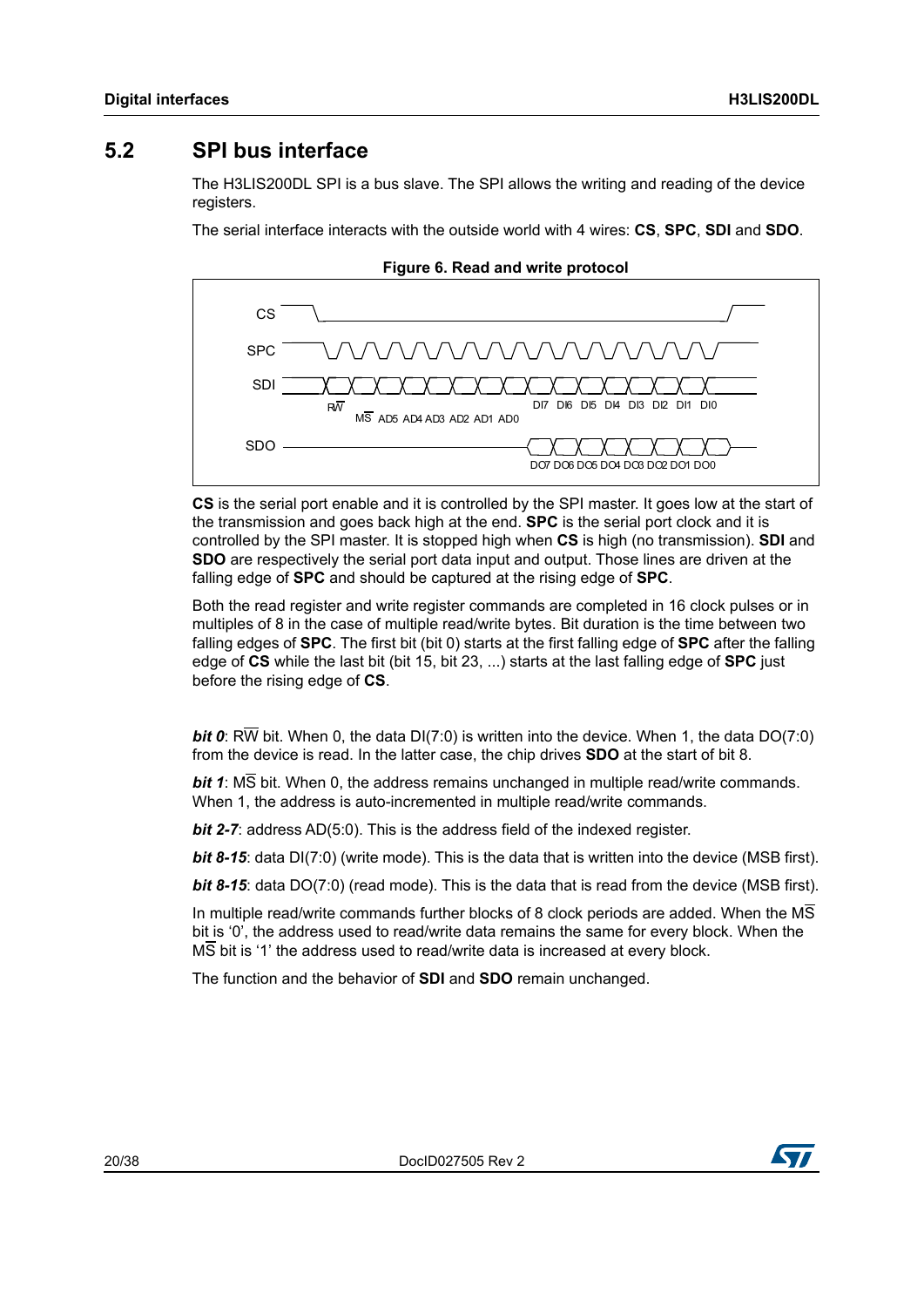## 5.2 SPI bus interface

The H3LIS200DL SPI is a bus slave. The SPI allows the writing and reading of the device registers.

The serial interface interacts with the outside world with 4 wires: **CS**, **SPC**, **SDI** and **SDO**.

**Figure 6. Read and write protocol**

**CS** is the serial port enable and it is controlled by the SPI master. It goes low at the start of the transmission and goes back high at the end. **SPC** is the serial port clock and it is controlled by the SPI master. It is stopped high when **CS** is high (no transmission). **SDI** and **SDO** are respectively the serial port data input and output. Those lines are driven at the falling edge of **SPC** and should be captured at the rising edge of **SPC**.

Both the read register and write register commands are completed in 16 clock pulses or in multiples of 8 in the case of multiple read/write bytes. Bit duration is the time between two falling edges of **SPC**. The first bit (bit 0) starts at the first falling edge of **SPC** after the falling edge of **CS** while the last bit (bit 15, bit 23, ...) starts at the last falling edge of **SPC** just before the rising edge of **CS**.

***bit 0***: R$\overline{\text{W}}$ bit. When 0, the data DI(7:0) is written into the device. When 1, the data DO(7:0) from the device is read. In the latter case, the chip drives **SDO** at the start of bit 8.

***bit 1***: M$\overline{\text{S}}$ bit. When 0, the address remains unchanged in multiple read/write commands. When 1, the address is auto-incremented in multiple read/write commands.

***bit 2-7***: address AD(5:0). This is the address field of the indexed register.

***bit 8-15***: data DI(7:0) (write mode). This is the data that is written into the device (MSB first).

***bit 8-15***: data DO(7:0) (read mode). This is the data that is read from the device (MSB first).

In multiple read/write commands further blocks of 8 clock periods are added. When the M$\overline{\text{S}}$ bit is '0', the address used to read/write data remains the same for every block. When the M$\overline{\text{S}}$ bit is '1' the address used to read/write data is increased at every block.

The function and the behavior of **SDI** and **SDO** remain unchanged.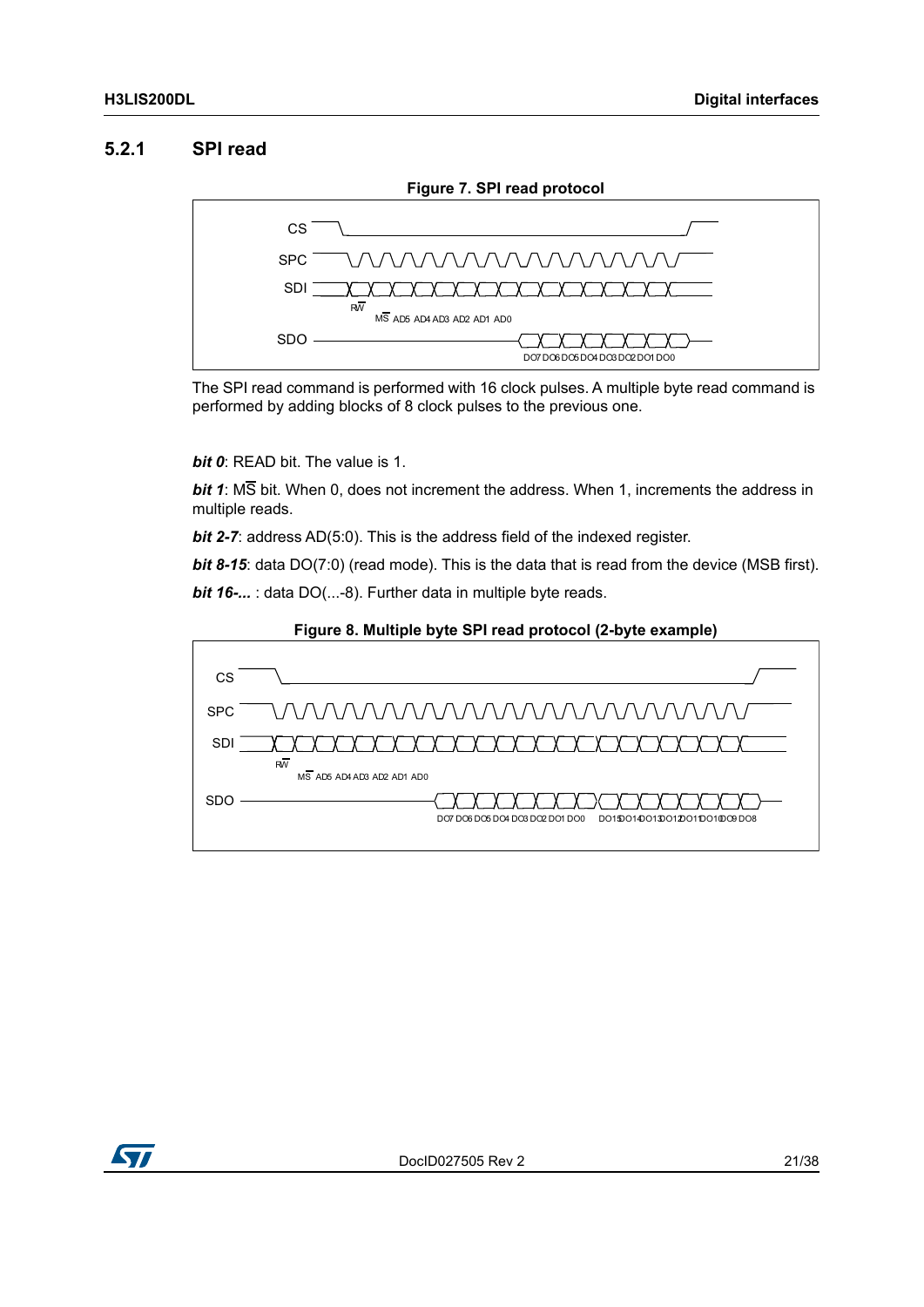### 5.2.1 SPI read

**Figure 7. SPI read protocol**

The SPI read command is performed with 16 clock pulses. A multiple byte read command is performed by adding blocks of 8 clock pulses to the previous one.

***bit 0***: READ bit. The value is 1.

***bit 1***: M$\overline{S}$ bit. When 0, does not increment the address. When 1, increments the address in multiple reads.

***bit 2-7***: address AD(5:0). This is the address field of the indexed register.

***bit 8-15***: data DO(7:0) (read mode). This is the data that is read from the device (MSB first).

***bit 16-...*** : data DO(...-8). Further data in multiple byte reads.

**Figure 8. Multiple byte SPI read protocol (2-byte example)**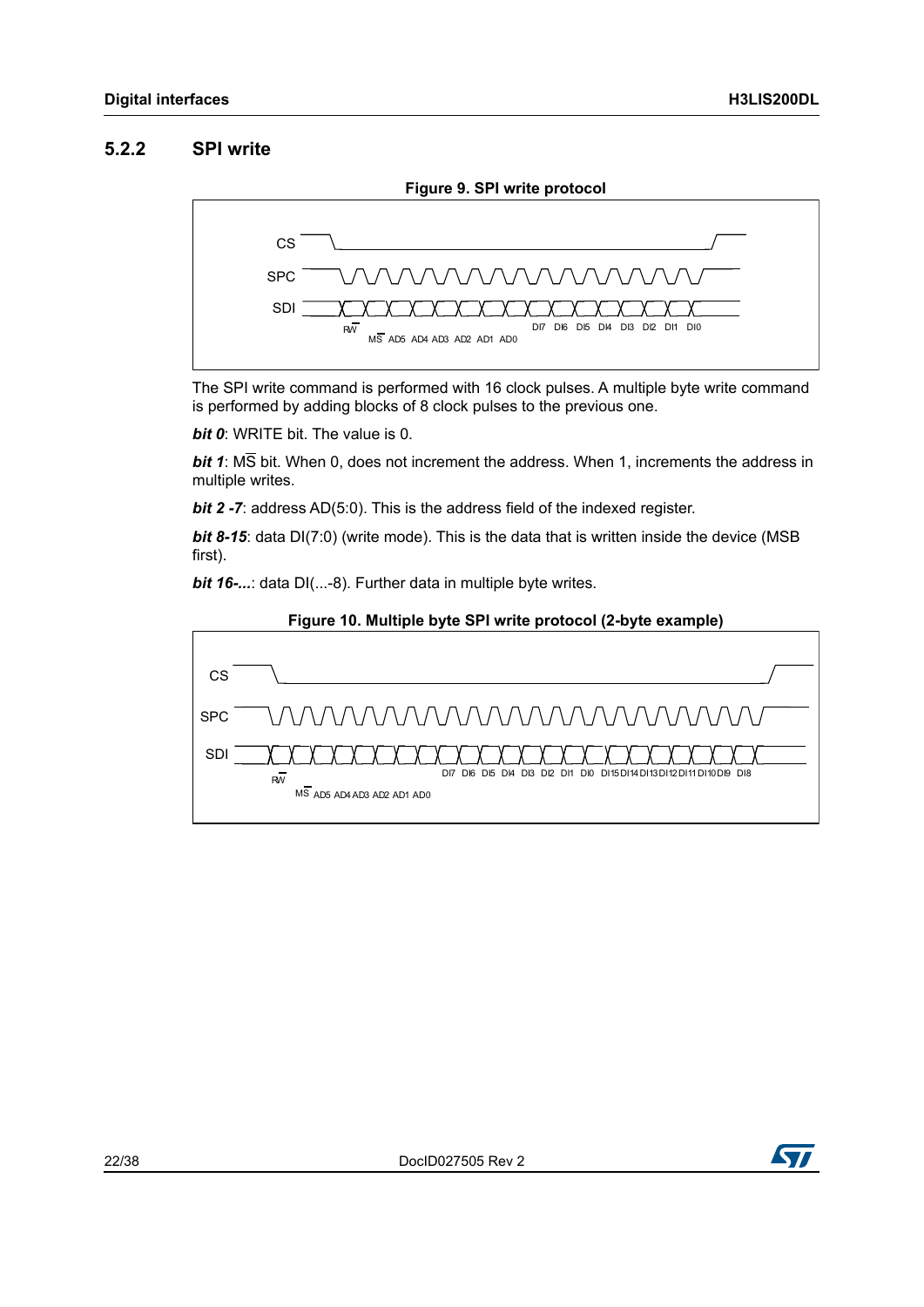### 5.2.2 SPI write

**Figure 9. SPI write protocol**

The SPI write command is performed with 16 clock pulses. A multiple byte write command is performed by adding blocks of 8 clock pulses to the previous one.

***bit 0***: WRITE bit. The value is 0.

***bit 1***: $M\overline{S}$ bit. When 0, does not increment the address. When 1, increments the address in multiple writes.

***bit 2 -7***: address AD(5:0). This is the address field of the indexed register.

***bit 8-15***: data DI(7:0) (write mode). This is the data that is written inside the device (MSB first).

***bit 16-...***: data DI(...-8). Further data in multiple byte writes.

**Figure 10. Multiple byte SPI write protocol (2-byte example)**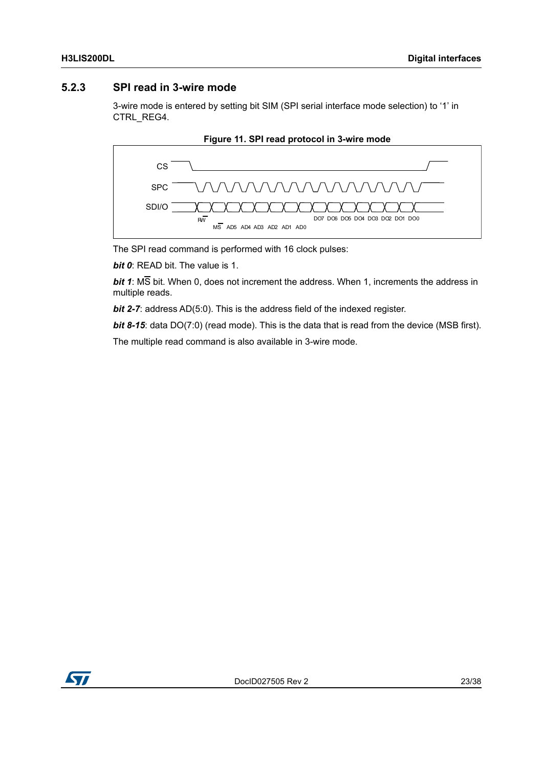### 5.2.3 SPI read in 3-wire mode

3-wire mode is entered by setting bit SIM (SPI serial interface mode selection) to '1' in CTRL_REG4.

**Figure 11. SPI read protocol in 3-wire mode**

The SPI read command is performed with 16 clock pulses:

***bit 0***: READ bit. The value is 1.

***bit 1***: $M\overline{S}$ bit. When 0, does not increment the address. When 1, increments the address in multiple reads.

***bit 2-7***: address AD(5:0). This is the address field of the indexed register.

***bit 8-15***: data DO(7:0) (read mode). This is the data that is read from the device (MSB first).

The multiple read command is also available in 3-wire mode.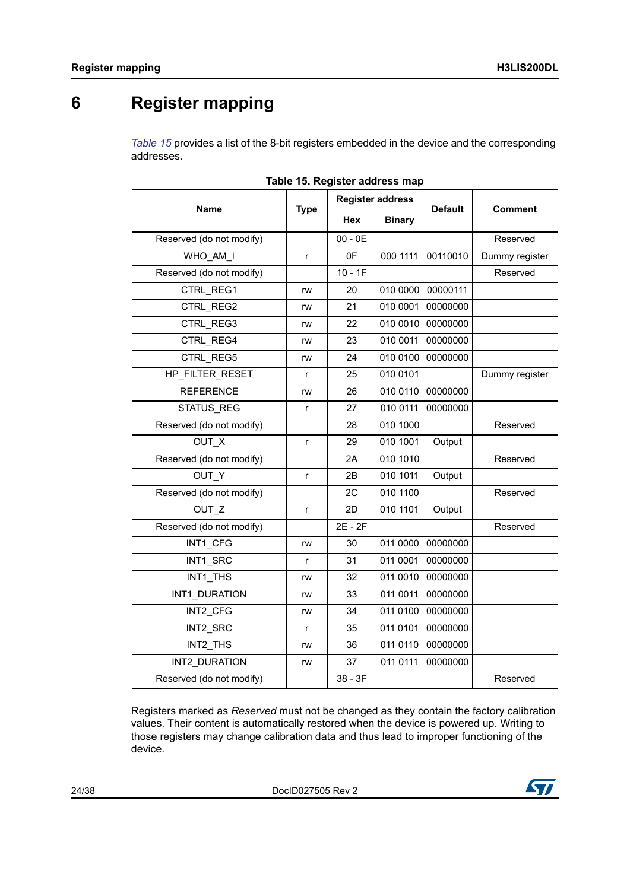# 6 Register mapping

*Table 15* provides a list of the 8-bit registers embedded in the device and the corresponding addresses.

**Table 15. Register address map**

| Name | Type | Register address | | Default | Comment |
|---|---|---|---|---|---|
| | | Hex | Binary | | |
| Reserved (do not modify) | | 00 - 0E | | | Reserved |
| WHO_AM_I | r | 0F | 000 1111 | 00110010 | Dummy register |
| Reserved (do not modify) | | 10 - 1F | | | Reserved |
| CTRL_REG1 | rw | 20 | 010 0000 | 00000111 | |
| CTRL_REG2 | rw | 21 | 010 0001 | 00000000 | |
| CTRL_REG3 | rw | 22 | 010 0010 | 00000000 | |
| CTRL_REG4 | rw | 23 | 010 0011 | 00000000 | |
| CTRL_REG5 | rw | 24 | 010 0100 | 00000000 | |
| HP_FILTER_RESET | r | 25 | 010 0101 | | Dummy register |
| REFERENCE | rw | 26 | 010 0110 | 00000000 | |
| STATUS_REG | r | 27 | 010 0111 | 00000000 | |
| Reserved (do not modify) | | 28 | 010 1000 | | Reserved |
| OUT_X | r | 29 | 010 1001 | Output | |
| Reserved (do not modify) | | 2A | 010 1010 | | Reserved |
| OUT_Y | r | 2B | 010 1011 | Output | |
| Reserved (do not modify) | | 2C | 010 1100 | | Reserved |
| OUT_Z | r | 2D | 010 1101 | Output | |
| Reserved (do not modify) | | 2E - 2F | | | Reserved |
| INT1_CFG | rw | 30 | 011 0000 | 00000000 | |
| INT1_SRC | r | 31 | 011 0001 | 00000000 | |
| INT1_THS | rw | 32 | 011 0010 | 00000000 | |
| INT1_DURATION | rw | 33 | 011 0011 | 00000000 | |
| INT2_CFG | rw | 34 | 011 0100 | 00000000 | |
| INT2_SRC | r | 35 | 011 0101 | 00000000 | |
| INT2_THS | rw | 36 | 011 0110 | 00000000 | |
| INT2_DURATION | rw | 37 | 011 0111 | 00000000 | |
| Reserved (do not modify) | | 38 - 3F | | | Reserved |

Registers marked as *Reserved* must not be changed as they contain the factory calibration values. Their content is automatically restored when the device is powered up. Writing to those registers may change calibration data and thus lead to improper functioning of the device.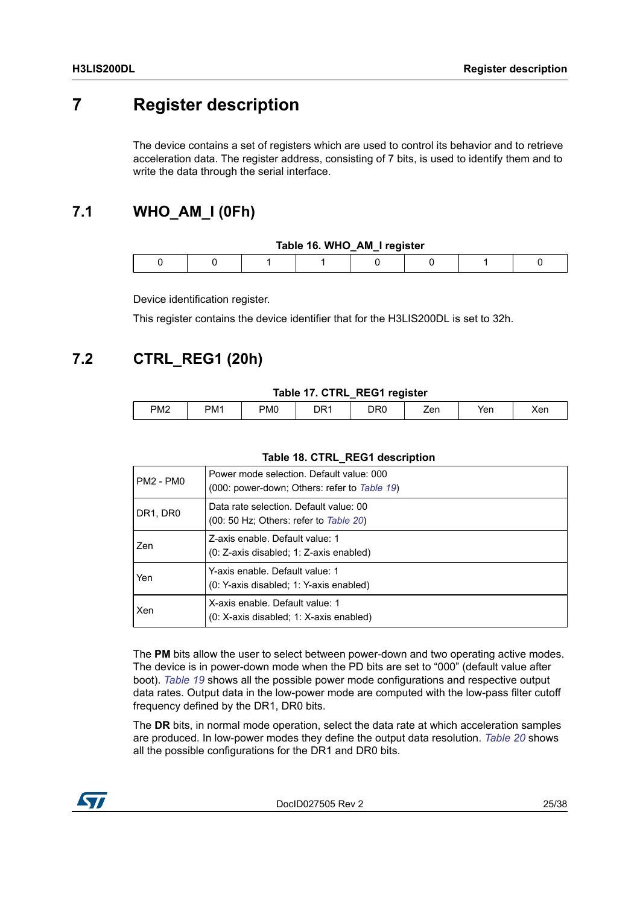# 7 Register description

The device contains a set of registers which are used to control its behavior and to retrieve acceleration data. The register address, consisting of 7 bits, is used to identify them and to write the data through the serial interface.

## 7.1 WHO_AM_I (0Fh)

**Table 16. WHO_AM_I register**

| 0 | 0 | 1 | 1 | 0 | 0 | 1 | 0 |
|---|---|---|---|---|---|---|---|

Device identification register.

This register contains the device identifier that for the H3LIS200DL is set to 32h.

## 7.2 CTRL_REG1 (20h)

**Table 17. CTRL_REG1 register**

| PM2 | PM1 | PM0 | DR1 | DR0 | Zen | Yen | Xen |
|---|---|---|---|---|---|---|---|

**Table 18. CTRL_REG1 description**

| | |
|---|---|
| PM2 - PM0 | Power mode selection. Default value: 000<br>(000: power-down; Others: refer to *Table 19*) |
| DR1, DR0 | Data rate selection. Default value: 00<br>(00: 50 Hz; Others: refer to *Table 20*) |
| Zen | Z-axis enable. Default value: 1<br>(0: Z-axis disabled; 1: Z-axis enabled) |
| Yen | Y-axis enable. Default value: 1<br>(0: Y-axis disabled; 1: Y-axis enabled) |
| Xen | X-axis enable. Default value: 1<br>(0: X-axis disabled; 1: X-axis enabled) |

The **PM** bits allow the user to select between power-down and two operating active modes. The device is in power-down mode when the PD bits are set to "000" (default value after boot). *Table 19* shows all the possible power mode configurations and respective output data rates. Output data in the low-power mode are computed with the low-pass filter cutoff frequency defined by the DR1, DR0 bits.

The **DR** bits, in normal mode operation, select the data rate at which acceleration samples are produced. In low-power modes they define the output data resolution. *Table 20* shows all the possible configurations for the DR1 and DR0 bits.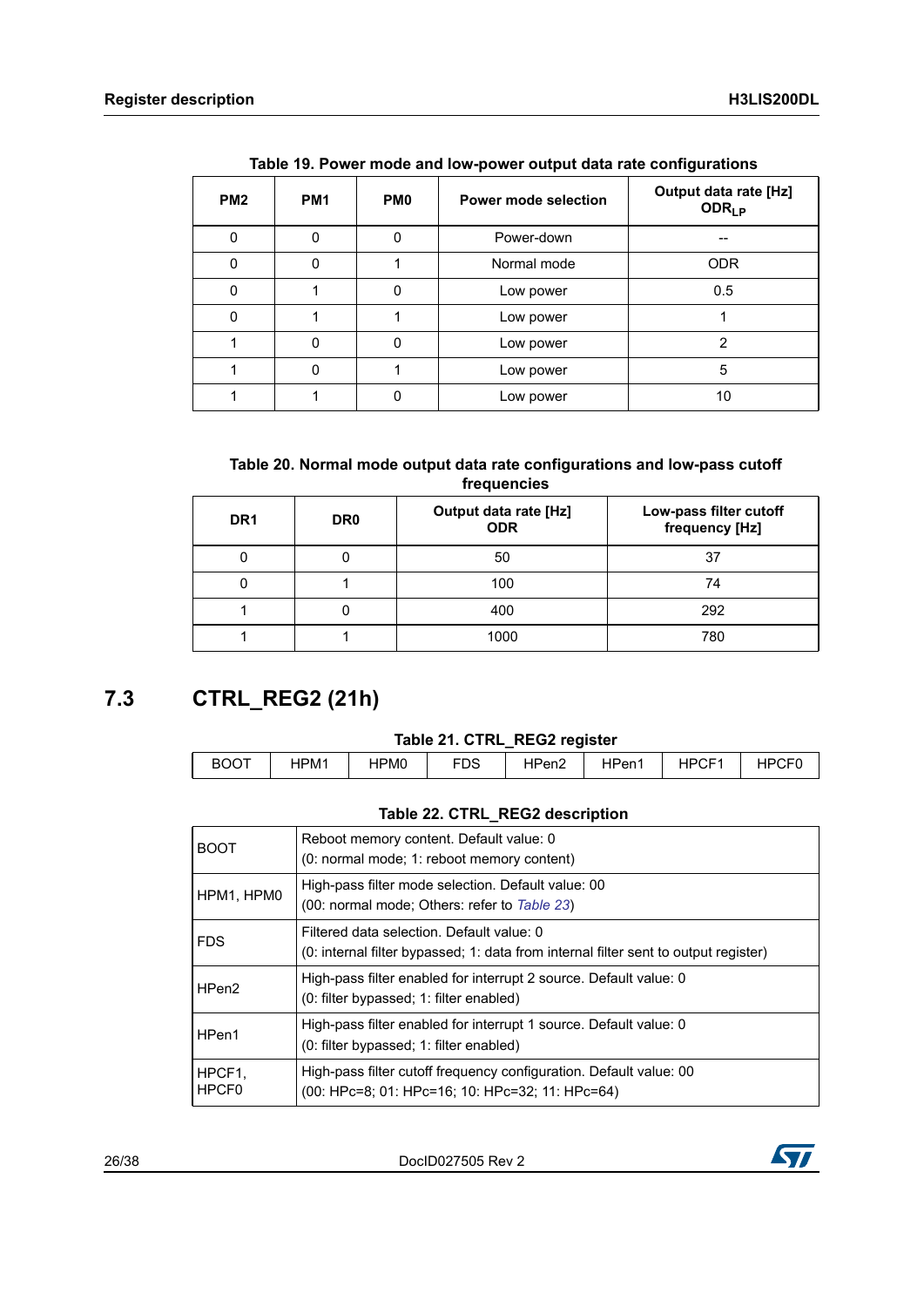**Table 19. Power mode and low-power output data rate configurations**

| PM2 | PM1 | PM0 | Power mode selection | Output data rate [Hz] $ODR_{LP}$ |
|---|---|---|---|---|
| 0 | 0 | 0 | Power-down | -- |
| 0 | 0 | 1 | Normal mode | ODR |
| 0 | 1 | 0 | Low power | 0.5 |
| 0 | 1 | 1 | Low power | 1 |
| 1 | 0 | 0 | Low power | 2 |
| 1 | 0 | 1 | Low power | 5 |
| 1 | 1 | 0 | Low power | 10 |

**Table 20. Normal mode output data rate configurations and low-pass cutoff frequencies**

| DR1 | DR0 | Output data rate [Hz] ODR | Low-pass filter cutoff frequency [Hz] |
|---|---|---|---|
| 0 | 0 | 50 | 37 |
| 0 | 1 | 100 | 74 |
| 1 | 0 | 400 | 292 |
| 1 | 1 | 1000 | 780 |

## 7.3 CTRL_REG2 (21h)

**Table 21. CTRL_REG2 register**

| BOOT | HPM1 | HPM0 | FDS | HPen2 | HPen1 | HPCF1 | HPCF0 |
|---|---|---|---|---|---|---|---|

**Table 22. CTRL_REG2 description**

| | |
|---|---|
| BOOT | Reboot memory content. Default value: 0<br>(0: normal mode; 1: reboot memory content) |
| HPM1, HPM0 | High-pass filter mode selection. Default value: 00<br>(00: normal mode; Others: refer to *Table 23*) |
| FDS | Filtered data selection. Default value: 0<br>(0: internal filter bypassed; 1: data from internal filter sent to output register) |
| HPen2 | High-pass filter enabled for interrupt 2 source. Default value: 0<br>(0: filter bypassed; 1: filter enabled) |
| HPen1 | High-pass filter enabled for interrupt 1 source. Default value: 0<br>(0: filter bypassed; 1: filter enabled) |
| HPCF1, HPCF0 | High-pass filter cutoff frequency configuration. Default value: 00<br>(00: HPc=8; 01: HPc=16; 10: HPc=32; 11: HPc=64) |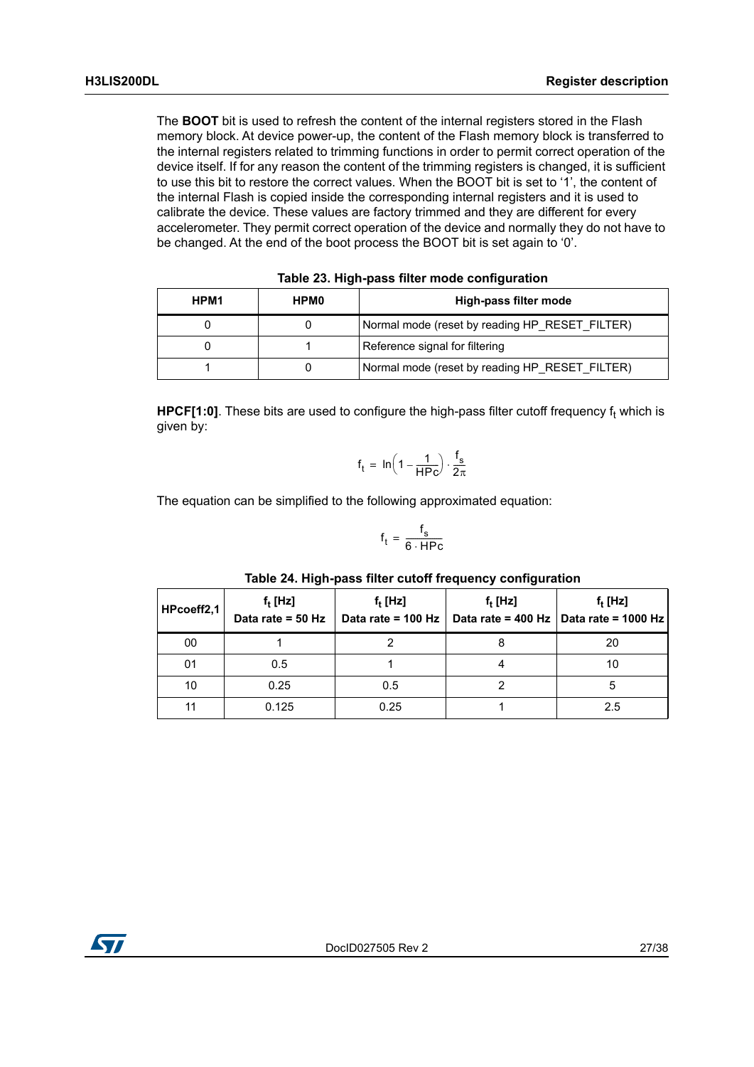The **BOOT** bit is used to refresh the content of the internal registers stored in the Flash memory block. At device power-up, the content of the Flash memory block is transferred to the internal registers related to trimming functions in order to permit correct operation of the device itself. If for any reason the content of the trimming registers is changed, it is sufficient to use this bit to restore the correct values. When the BOOT bit is set to '1', the content of the internal Flash is copied inside the corresponding internal registers and it is used to calibrate the device. These values are factory trimmed and they are different for every accelerometer. They permit correct operation of the device and normally they do not have to be changed. At the end of the boot process the BOOT bit is set again to '0'.

**Table 23. High-pass filter mode configuration**

| HPM1 | HPM0 | High-pass filter mode |
|---|---|---|
| 0 | 0 | Normal mode (reset by reading HP_RESET_FILTER) |
| 0 | 1 | Reference signal for filtering |
| 1 | 0 | Normal mode (reset by reading HP_RESET_FILTER) |

**HPCF[1:0]**. These bits are used to configure the high-pass filter cutoff frequency $f_t$ which is given by:

$$f_t = \ln\left(1 - \frac{1}{HPc}\right) \cdot \frac{f_s}{2\pi}$$

The equation can be simplified to the following approximated equation:

$$f_t = \frac{f_s}{6 \cdot HPc}$$

**Table 24. High-pass filter cutoff frequency configuration**

| HPcoeff2,1 | $f_t$ [Hz] Data rate = 50 Hz | $f_t$ [Hz] Data rate = 100 Hz | $f_t$ [Hz] Data rate = 400 Hz | $f_t$ [Hz] Data rate = 1000 Hz |
|---|---|---|---|---|
| 00 | 1 | 2 | 8 | 20 |
| 01 | 0.5 | 1 | 4 | 10 |
| 10 | 0.25 | 0.5 | 2 | 5 |
| 11 | 0.125 | 0.25 | 1 | 2.5 |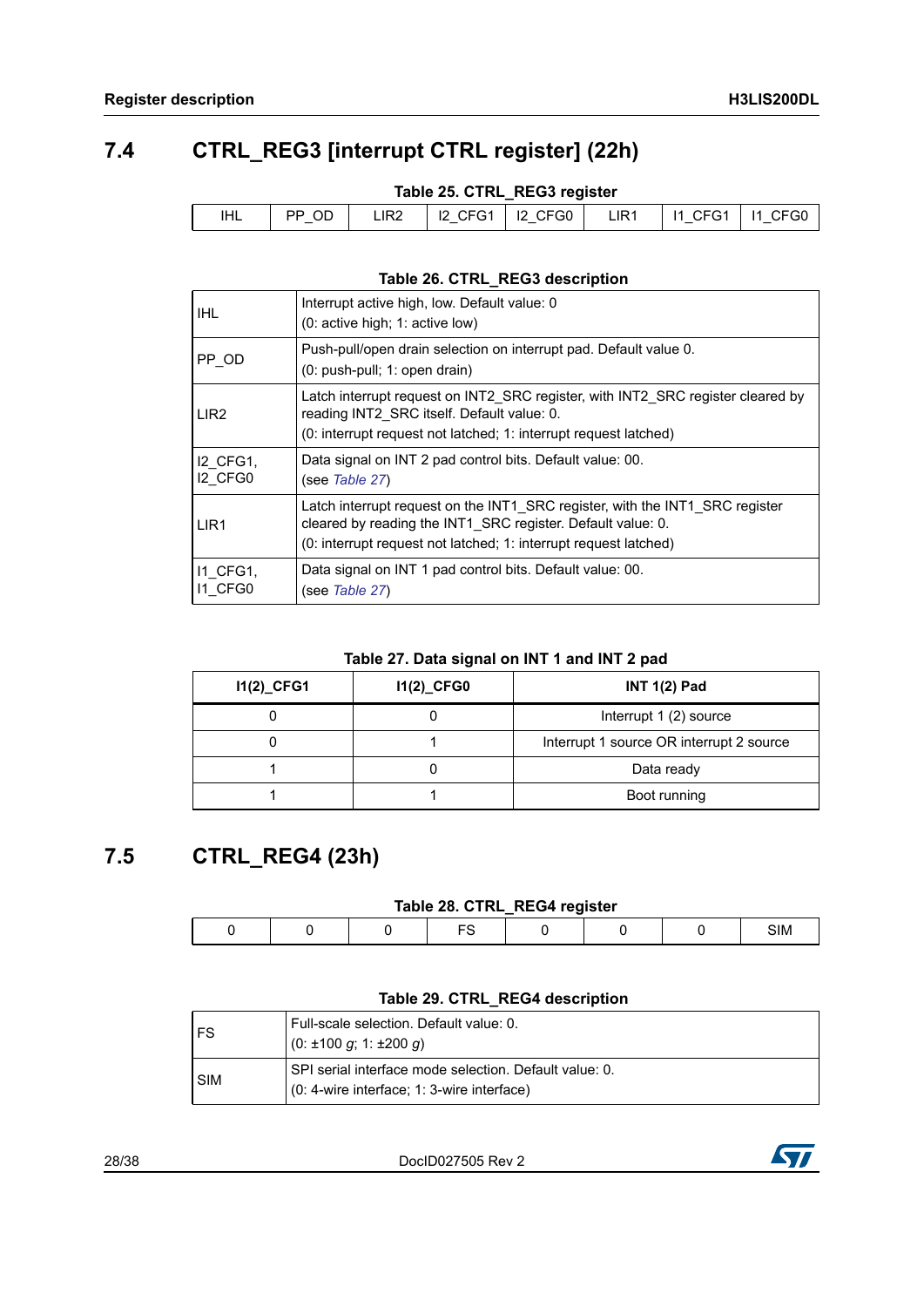## 7.4 CTRL_REG3 [interrupt CTRL register] (22h)

**Table 25. CTRL_REG3 register**

| IHL | PP_OD | LIR2 | I2_CFG1 | I2_CFG0 | LIR1 | I1_CFG1 | I1_CFG0 |
|---|---|---|---|---|---|---|---|

**Table 26. CTRL_REG3 description**

| | |
|---|---|
| IHL | Interrupt active high, low. Default value: 0<br>(0: active high; 1: active low) |
| PP_OD | Push-pull/open drain selection on interrupt pad. Default value 0.<br>(0: push-pull; 1: open drain) |
| LIR2 | Latch interrupt request on INT2_SRC register, with INT2_SRC register cleared by reading INT2_SRC itself. Default value: 0.<br>(0: interrupt request not latched; 1: interrupt request latched) |
| I2_CFG1, I2_CFG0 | Data signal on INT 2 pad control bits. Default value: 00.<br>(see *Table 27*) |
| LIR1 | Latch interrupt request on the INT1_SRC register, with the INT1_SRC register cleared by reading the INT1_SRC register. Default value: 0.<br>(0: interrupt request not latched; 1: interrupt request latched) |
| I1_CFG1, I1_CFG0 | Data signal on INT 1 pad control bits. Default value: 00.<br>(see *Table 27*) |

**Table 27. Data signal on INT 1 and INT 2 pad**

| I1(2)_CFG1 | I1(2)_CFG0 | INT 1(2) Pad |
|---|---|---|
| 0 | 0 | Interrupt 1 (2) source |
| 0 | 1 | Interrupt 1 source OR interrupt 2 source |
| 1 | 0 | Data ready |
| 1 | 1 | Boot running |

## 7.5 CTRL_REG4 (23h)

**Table 28. CTRL_REG4 register**

| 0 | 0 | 0 | FS | 0 | 0 | 0 | SIM |
|---|---|---|---|---|---|---|---|

**Table 29. CTRL_REG4 description**

| | |
|---|---|
| FS | Full-scale selection. Default value: 0.<br>(0: ±100 *g*; 1: ±200 *g*) |
| SIM | SPI serial interface mode selection. Default value: 0.<br>(0: 4-wire interface; 1: 3-wire interface) |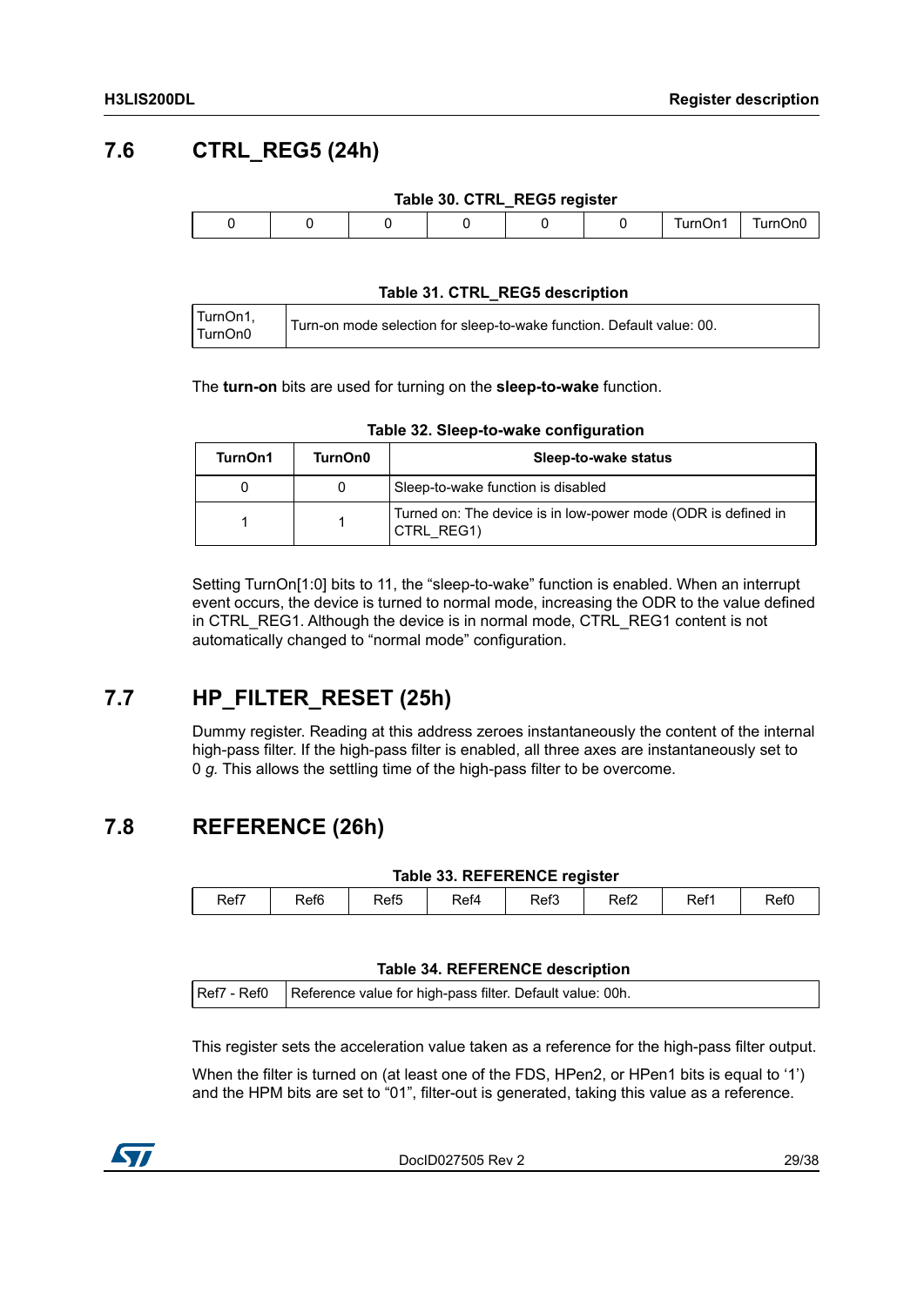## 7.6 CTRL_REG5 (24h)

**Table 30. CTRL_REG5 register**

| 0 | 0 | 0 | 0 | 0 | 0 | TurnOn1 | TurnOn0 |
|---|---|---|---|---|---|---|---|

**Table 31. CTRL_REG5 description**

| | |
|---|---|
| TurnOn1, TurnOn0 | Turn-on mode selection for sleep-to-wake function. Default value: 00. |

The **turn-on** bits are used for turning on the **sleep-to-wake** function.

**Table 32. Sleep-to-wake configuration**

| TurnOn1 | TurnOn0 | Sleep-to-wake status |
|---|---|---|
| 0 | 0 | Sleep-to-wake function is disabled |
| 1 | 1 | Turned on: The device is in low-power mode (ODR is defined in CTRL_REG1) |

Setting TurnOn[1:0] bits to 11, the “sleep-to-wake” function is enabled. When an interrupt event occurs, the device is turned to normal mode, increasing the ODR to the value defined in CTRL_REG1. Although the device is in normal mode, CTRL_REG1 content is not automatically changed to “normal mode” configuration.

## 7.7 HP_FILTER_RESET (25h)

Dummy register. Reading at this address zeroes instantaneously the content of the internal high-pass filter. If the high-pass filter is enabled, all three axes are instantaneously set to 0 *g.* This allows the settling time of the high-pass filter to be overcome.

## 7.8 REFERENCE (26h)

**Table 33. REFERENCE register**

| Ref7 | Ref6 | Ref5 | Ref4 | Ref3 | Ref2 | Ref1 | Ref0 |
|---|---|---|---|---|---|---|---|

**Table 34. REFERENCE description**

| | |
|---|---|
| Ref7 - Ref0 | Reference value for high-pass filter. Default value: 00h. |

This register sets the acceleration value taken as a reference for the high-pass filter output.

When the filter is turned on (at least one of the FDS, HPen2, or HPen1 bits is equal to ‘1’) and the HPM bits are set to “01”, filter-out is generated, taking this value as a reference.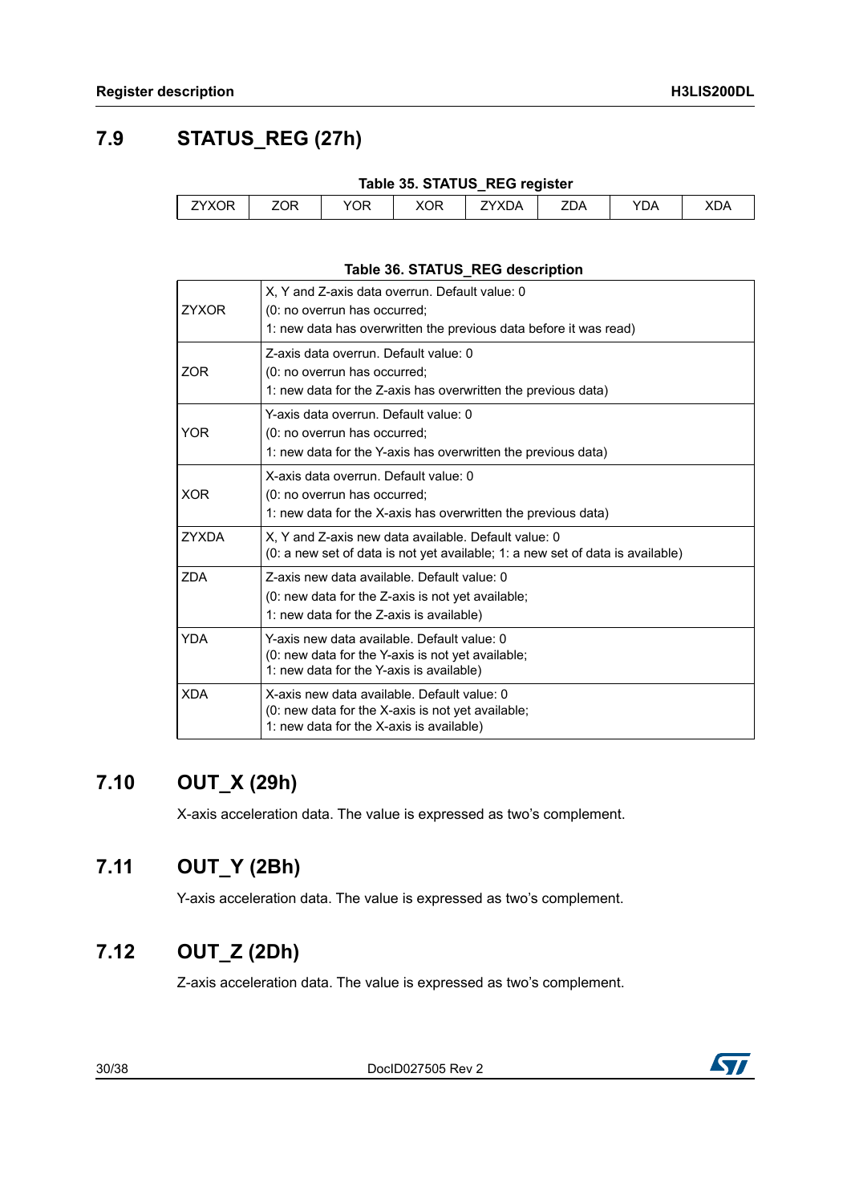## 7.9 STATUS_REG (27h)

**Table 35. STATUS_REG register**

| ZYXOR | ZOR | YOR | XOR | ZYXDA | ZDA | YDA | XDA |
|---|---|---|---|---|---|---|---|

**Table 36. STATUS_REG description**

| | |
|---|---|
| ZYXOR | X, Y and Z-axis data overrun. Default value: 0<br>(0: no overrun has occurred;<br>1: new data has overwritten the previous data before it was read) |
| ZOR | Z-axis data overrun. Default value: 0<br>(0: no overrun has occurred;<br>1: new data for the Z-axis has overwritten the previous data) |
| YOR | Y-axis data overrun. Default value: 0<br>(0: no overrun has occurred;<br>1: new data for the Y-axis has overwritten the previous data) |
| XOR | X-axis data overrun. Default value: 0<br>(0: no overrun has occurred;<br>1: new data for the X-axis has overwritten the previous data) |
| ZYXDA | X, Y and Z-axis new data available. Default value: 0<br>(0: a new set of data is not yet available; 1: a new set of data is available) |
| ZDA | Z-axis new data available. Default value: 0<br>(0: new data for the Z-axis is not yet available;<br>1: new data for the Z-axis is available) |
| YDA | Y-axis new data available. Default value: 0<br>(0: new data for the Y-axis is not yet available;<br>1: new data for the Y-axis is available) |
| XDA | X-axis new data available. Default value: 0<br>(0: new data for the X-axis is not yet available;<br>1: new data for the X-axis is available) |

## 7.10 OUT_X (29h)

X-axis acceleration data. The value is expressed as two's complement.

## 7.11 OUT_Y (2Bh)

Y-axis acceleration data. The value is expressed as two's complement.

## 7.12 OUT_Z (2Dh)

Z-axis acceleration data. The value is expressed as two's complement.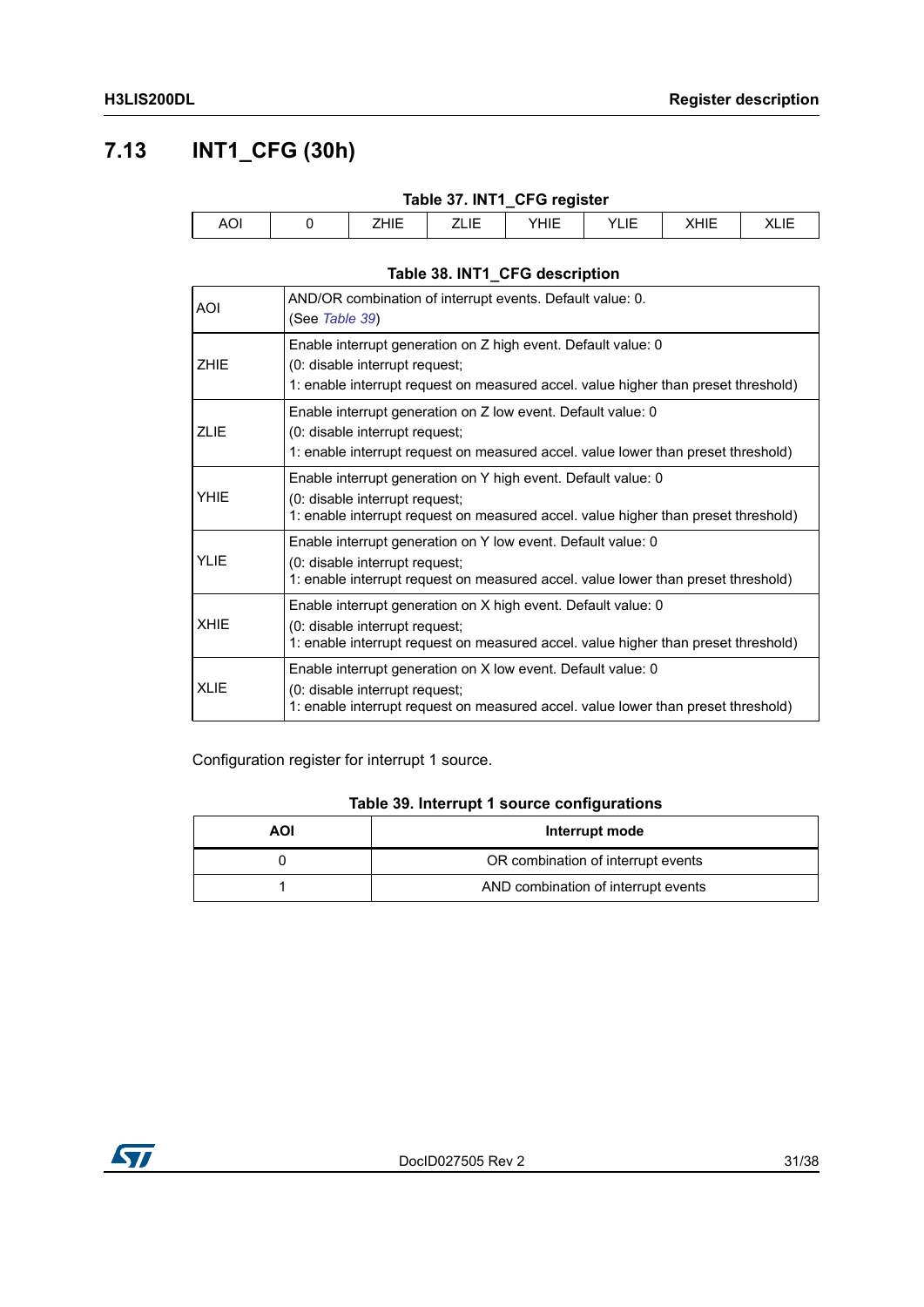## 7.13 INT1_CFG (30h)

**Table 37. INT1_CFG register**

| AOI | 0 | ZHIE | ZLIE | YHIE | YLIE | XHIE | XLIE |
|---|---|---|---|---|---|---|---|

**Table 38. INT1_CFG description**

| | |
|---|---|
| AOI | AND/OR combination of interrupt events. Default value: 0. (See *Table 39*) |
| ZHIE | Enable interrupt generation on Z high event. Default value: 0 (0: disable interrupt request; 1: enable interrupt request on measured accel. value higher than preset threshold) |
| ZLIE | Enable interrupt generation on Z low event. Default value: 0 (0: disable interrupt request; 1: enable interrupt request on measured accel. value lower than preset threshold) |
| YHIE | Enable interrupt generation on Y high event. Default value: 0 (0: disable interrupt request; 1: enable interrupt request on measured accel. value higher than preset threshold) |
| YLIE | Enable interrupt generation on Y low event. Default value: 0 (0: disable interrupt request; 1: enable interrupt request on measured accel. value lower than preset threshold) |
| XHIE | Enable interrupt generation on X high event. Default value: 0 (0: disable interrupt request; 1: enable interrupt request on measured accel. value higher than preset threshold) |
| XLIE | Enable interrupt generation on X low event. Default value: 0 (0: disable interrupt request; 1: enable interrupt request on measured accel. value lower than preset threshold) |

Configuration register for interrupt 1 source.

**Table 39. Interrupt 1 source configurations**

| AOI | Interrupt mode |
|---|---|
| 0 | OR combination of interrupt events |
| 1 | AND combination of interrupt events |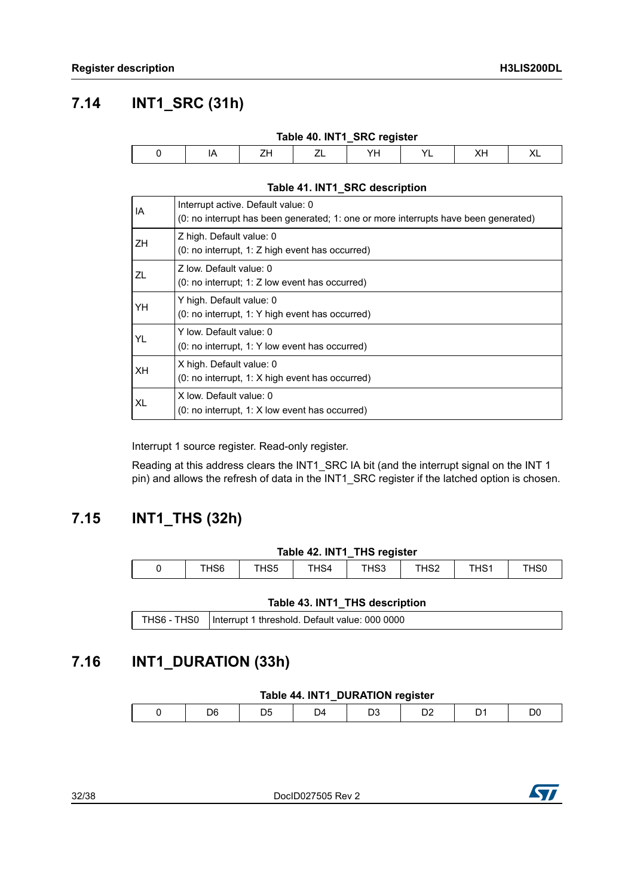## 7.14 INT1_SRC (31h)

Table 40. INT1_SRC register

| 0 | IA | ZH | ZL | YH | YL | XH | XL |
|---|---|---|---|---|---|---|---|

Table 41. INT1_SRC description

| | |
|---|---|
| IA | Interrupt active. Default value: 0<br>(0: no interrupt has been generated; 1: one or more interrupts have been generated) |
| ZH | Z high. Default value: 0<br>(0: no interrupt, 1: Z high event has occurred) |
| ZL | Z low. Default value: 0<br>(0: no interrupt; 1: Z low event has occurred) |
| YH | Y high. Default value: 0<br>(0: no interrupt, 1: Y high event has occurred) |
| YL | Y low. Default value: 0<br>(0: no interrupt, 1: Y low event has occurred) |
| XH | X high. Default value: 0<br>(0: no interrupt, 1: X high event has occurred) |
| XL | X low. Default value: 0<br>(0: no interrupt, 1: X low event has occurred) |

Interrupt 1 source register. Read-only register.

Reading at this address clears the INT1_SRC IA bit (and the interrupt signal on the INT 1 pin) and allows the refresh of data in the INT1_SRC register if the latched option is chosen.

## 7.15 INT1_THS (32h)

Table 42. INT1_THS register

| 0 | THS6 | THS5 | THS4 | THS3 | THS2 | THS1 | THS0 |
|---|---|---|---|---|---|---|---|

Table 43. INT1_THS description

| | |
|---|---|
| THS6 - THS0 | Interrupt 1 threshold. Default value: 000 0000 |

## 7.16 INT1_DURATION (33h)

Table 44. INT1_DURATION register

| 0 | D6 | D5 | D4 | D3 | D2 | D1 | D0 |
|---|---|---|---|---|---|---|---|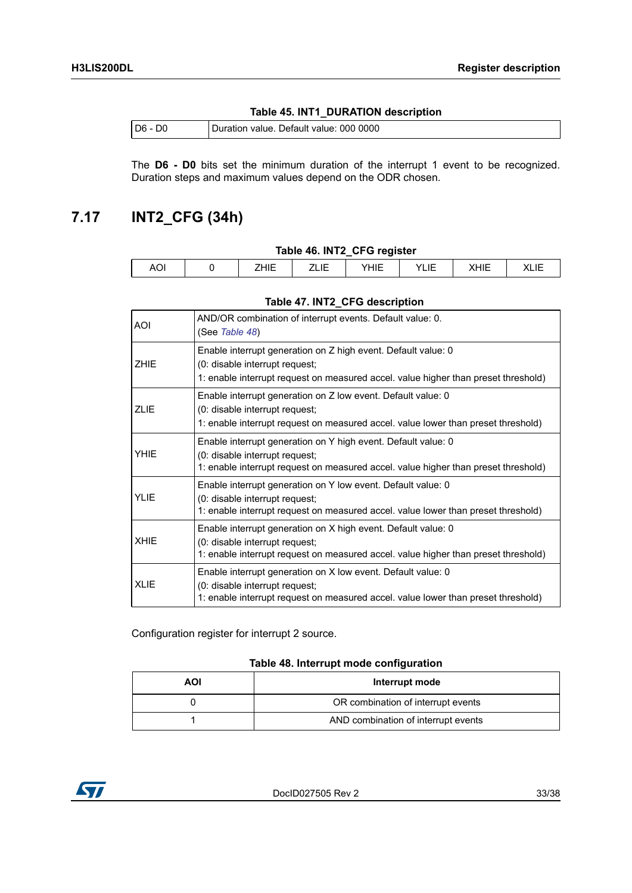**Table 45. INT1_DURATION description**

| | |
|---|---|
| D6 - D0 | Duration value. Default value: 000 0000 |

The **D6 - D0** bits set the minimum duration of the interrupt 1 event to be recognized. Duration steps and maximum values depend on the ODR chosen.

## 7.17 INT2_CFG (34h)

**Table 46. INT2_CFG register**

| AOI | 0 | ZHIE | ZLIE | YHIE | YLIE | XHIE | XLIE |
|---|---|---|---|---|---|---|---|

**Table 47. INT2_CFG description**

| | |
|---|---|
| AOI | AND/OR combination of interrupt events. Default value: 0.<br>(See *Table 48*) |
| ZHIE | Enable interrupt generation on Z high event. Default value: 0<br>(0: disable interrupt request;<br>1: enable interrupt request on measured accel. value higher than preset threshold) |
| ZLIE | Enable interrupt generation on Z low event. Default value: 0<br>(0: disable interrupt request;<br>1: enable interrupt request on measured accel. value lower than preset threshold) |
| YHIE | Enable interrupt generation on Y high event. Default value: 0<br>(0: disable interrupt request;<br>1: enable interrupt request on measured accel. value higher than preset threshold) |
| YLIE | Enable interrupt generation on Y low event. Default value: 0<br>(0: disable interrupt request;<br>1: enable interrupt request on measured accel. value lower than preset threshold) |
| XHIE | Enable interrupt generation on X high event. Default value: 0<br>(0: disable interrupt request;<br>1: enable interrupt request on measured accel. value higher than preset threshold) |
| XLIE | Enable interrupt generation on X low event. Default value: 0<br>(0: disable interrupt request;<br>1: enable interrupt request on measured accel. value lower than preset threshold) |

Configuration register for interrupt 2 source.

**Table 48. Interrupt mode configuration**

| AOI | Interrupt mode |
|---|---|
| 0 | OR combination of interrupt events |
| 1 | AND combination of interrupt events |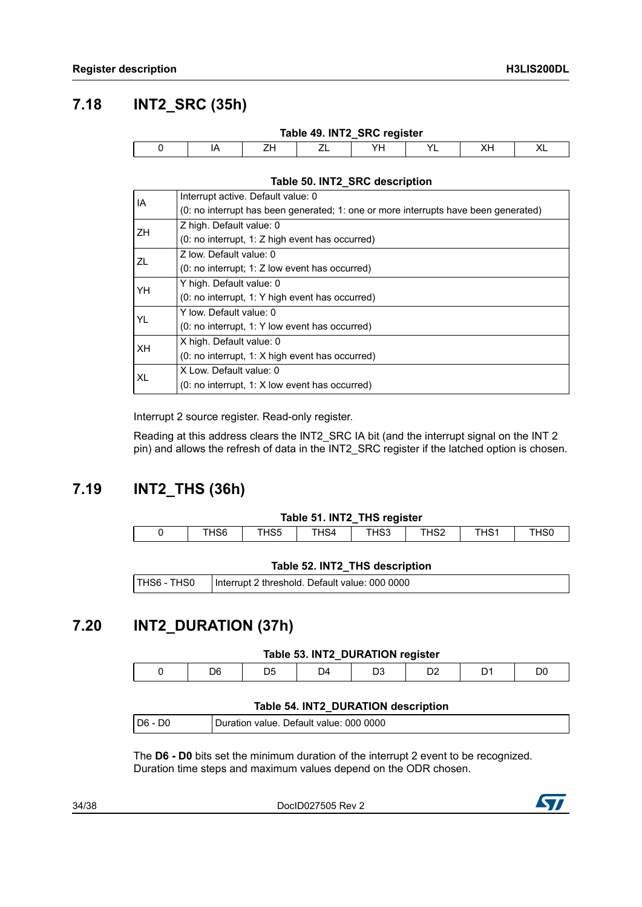## 7.18 INT2_SRC (35h)

**Table 49. INT2_SRC register**

| 0 | IA | ZH | ZL | YH | YL | XH | XL |
|---|---|---|---|---|---|---|---|

**Table 50. INT2_SRC description**

| | |
|---|---|
| IA | Interrupt active. Default value: 0<br>(0: no interrupt has been generated; 1: one or more interrupts have been generated) |
| ZH | Z high. Default value: 0<br>(0: no interrupt, 1: Z high event has occurred) |
| ZL | Z low. Default value: 0<br>(0: no interrupt; 1: Z low event has occurred) |
| YH | Y high. Default value: 0<br>(0: no interrupt, 1: Y high event has occurred) |
| YL | Y low. Default value: 0<br>(0: no interrupt, 1: Y low event has occurred) |
| XH | X high. Default value: 0<br>(0: no interrupt, 1: X high event has occurred) |
| XL | X Low. Default value: 0<br>(0: no interrupt, 1: X low event has occurred) |

Interrupt 2 source register. Read-only register.

Reading at this address clears the INT2_SRC IA bit (and the interrupt signal on the INT 2 pin) and allows the refresh of data in the INT2_SRC register if the latched option is chosen.

## 7.19 INT2_THS (36h)

**Table 51. INT2_THS register**

| 0 | THS6 | THS5 | THS4 | THS3 | THS2 | THS1 | THS0 |
|---|---|---|---|---|---|---|---|

**Table 52. INT2_THS description**

| | |
|---|---|
| THS6 - THS0 | Interrupt 2 threshold. Default value: 000 0000 |

## 7.20 INT2_DURATION (37h)

**Table 53. INT2_DURATION register**

| 0 | D6 | D5 | D4 | D3 | D2 | D1 | D0 |
|---|---|---|---|---|---|---|---|

**Table 54. INT2_DURATION description**

| | |
|---|---|
| D6 - D0 | Duration value. Default value: 000 0000 |

The **D6 - D0** bits set the minimum duration of the interrupt 2 event to be recognized. Duration time steps and maximum values depend on the ODR chosen.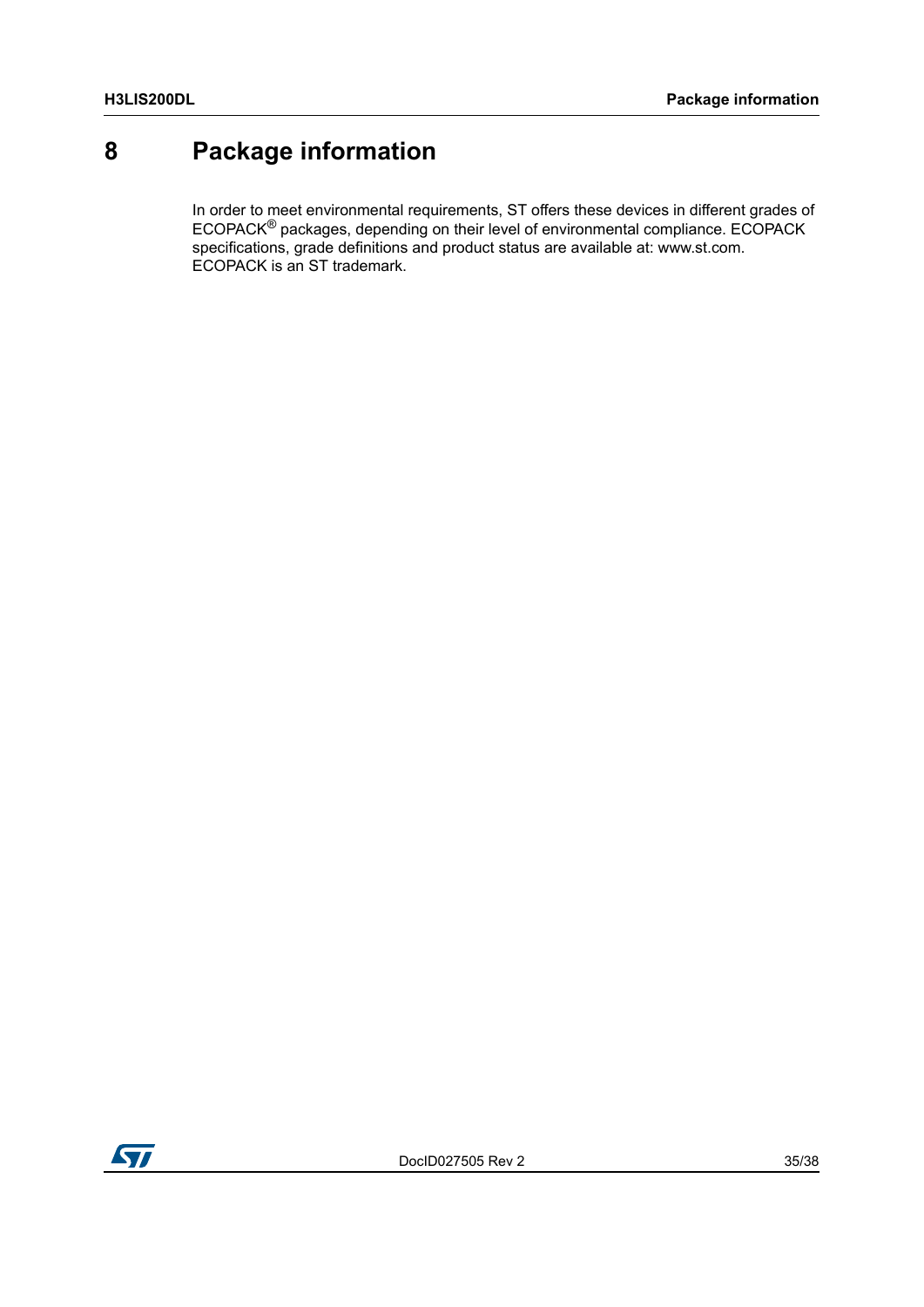# 8 Package information

In order to meet environmental requirements, ST offers these devices in different grades of ECOPACK® packages, depending on their level of environmental compliance. ECOPACK specifications, grade definitions and product status are available at: www.st.com. ECOPACK is an ST trademark.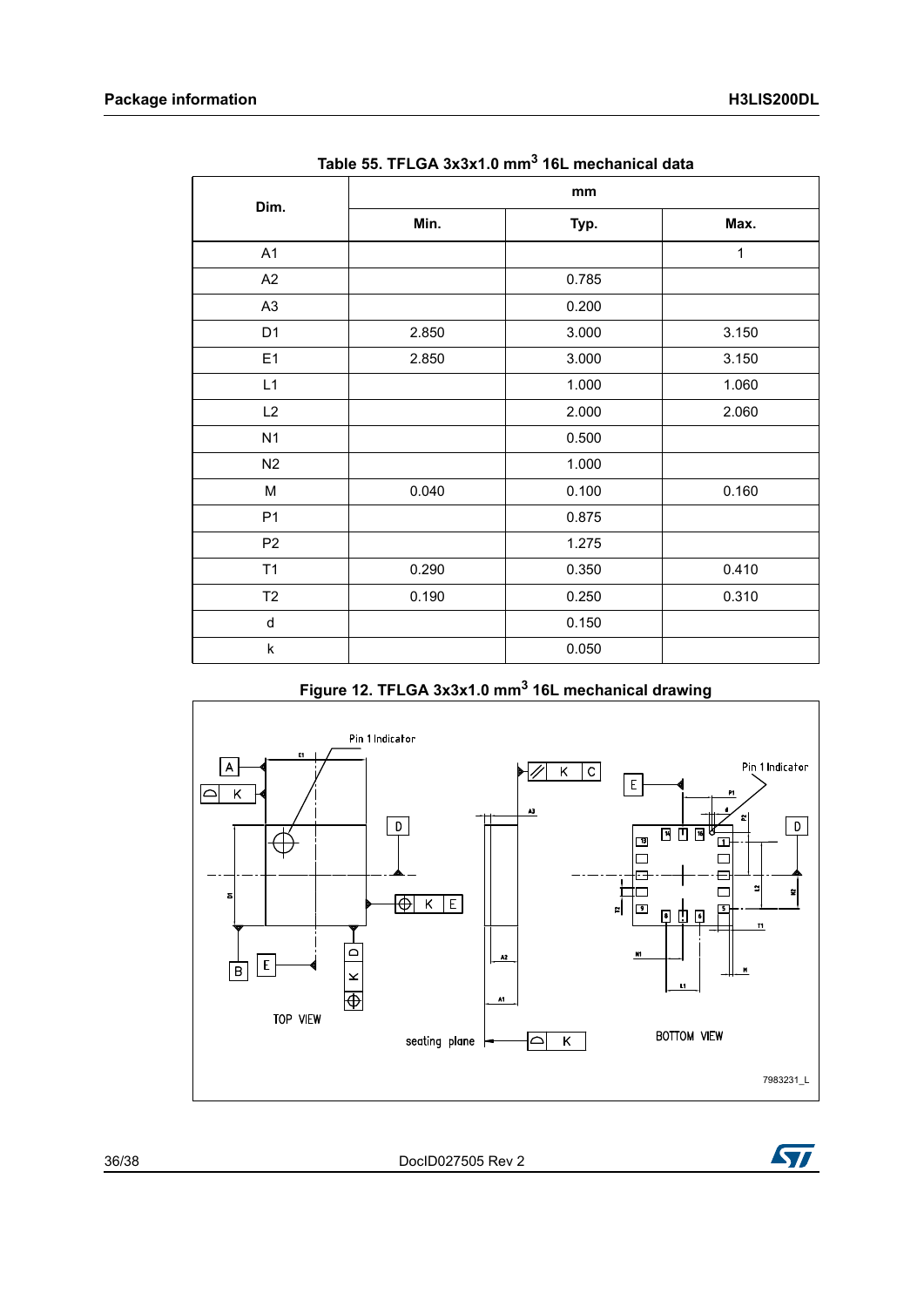**Table 55. TFLGA 3x3x1.0 mm[3] 16L mechanical data**

| Dim. | mm | | |
|---|---|---|---|
| | Min. | Typ. | Max. |
| A1 | | | 1 |
| A2 | | 0.785 | |
| A3 | | 0.200 | |
| D1 | 2.850 | 3.000 | 3.150 |
| E1 | 2.850 | 3.000 | 3.150 |
| L1 | | 1.000 | 1.060 |
| L2 | | 2.000 | 2.060 |
| N1 | | 0.500 | |
| N2 | | 1.000 | |
| M | 0.040 | 0.100 | 0.160 |
| P1 | | 0.875 | |
| P2 | | 1.275 | |
| T1 | 0.290 | 0.350 | 0.410 |
| T2 | 0.190 | 0.250 | 0.310 |
| d | | 0.150 | |
| k | | 0.050 | |

**Figure 12. TFLGA 3x3x1.0 mm[3] 16L mechanical drawing**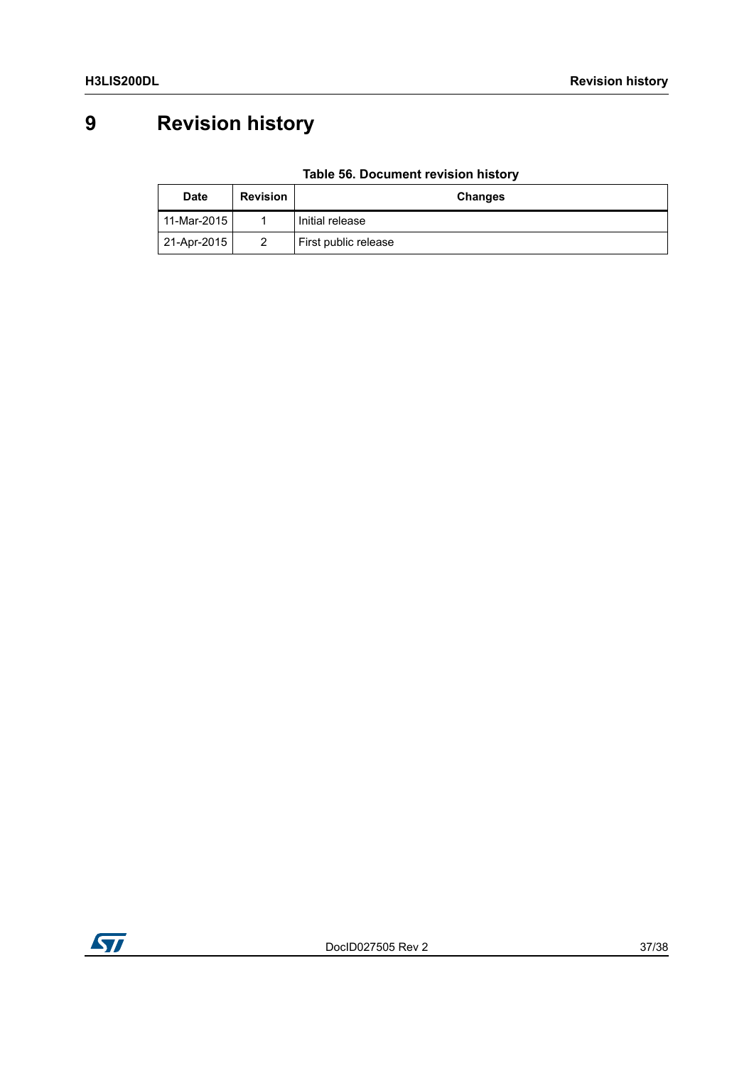# 9 Revision history

**Table 56. Document revision history**

| Date | Revision | Changes |
|---|---|---|
| 11-Mar-2015 | 1 | Initial release |
| 21-Apr-2015 | 2 | First public release |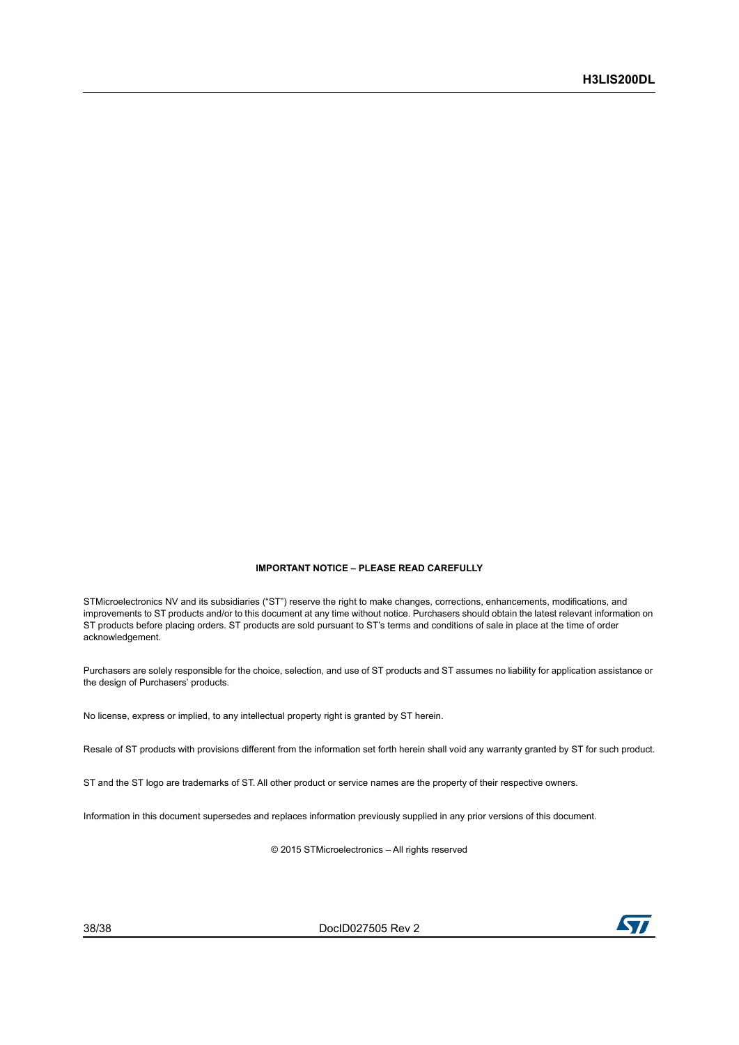**IMPORTANT NOTICE – PLEASE READ CAREFULLY**

STMicroelectronics NV and its subsidiaries ("ST") reserve the right to make changes, corrections, enhancements, modifications, and improvements to ST products and/or to this document at any time without notice. Purchasers should obtain the latest relevant information on ST products before placing orders. ST products are sold pursuant to ST's terms and conditions of sale in place at the time of order acknowledgement.

Purchasers are solely responsible for the choice, selection, and use of ST products and ST assumes no liability for application assistance or the design of Purchasers' products.

No license, express or implied, to any intellectual property right is granted by ST herein.

Resale of ST products with provisions different from the information set forth herein shall void any warranty granted by ST for such product.

ST and the ST logo are trademarks of ST. All other product or service names are the property of their respective owners.

Information in this document supersedes and replaces information previously supplied in any prior versions of this document.

© 2015 STMicroelectronics – All rights reserved